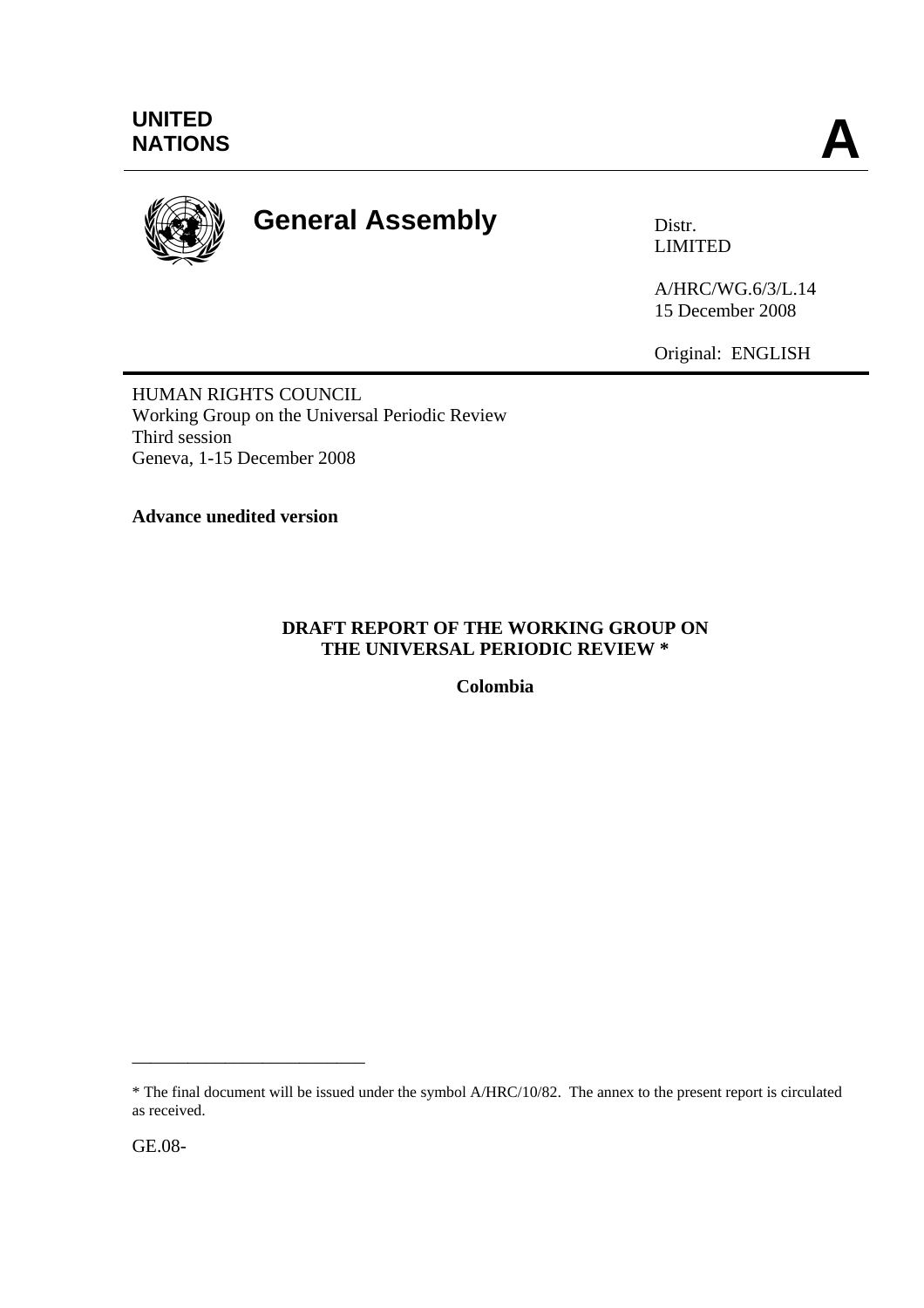UNITED NATIONS

**A**

# General Assembly

Distr.
LIMITED

A/HRC/WG.6/3/L.14
15 December 2008

Original: ENGLISH

HUMAN RIGHTS COUNCIL
Working Group on the Universal Periodic Review
Third session
Geneva, 1-15 December 2008

**Advance unedited version**

**DRAFT REPORT OF THE WORKING GROUP ON THE UNIVERSAL PERIODIC REVIEW ***

**Colombia**

---

* The final document will be issued under the symbol A/HRC/10/82. The annex to the present report is circulated as received.

GE.08-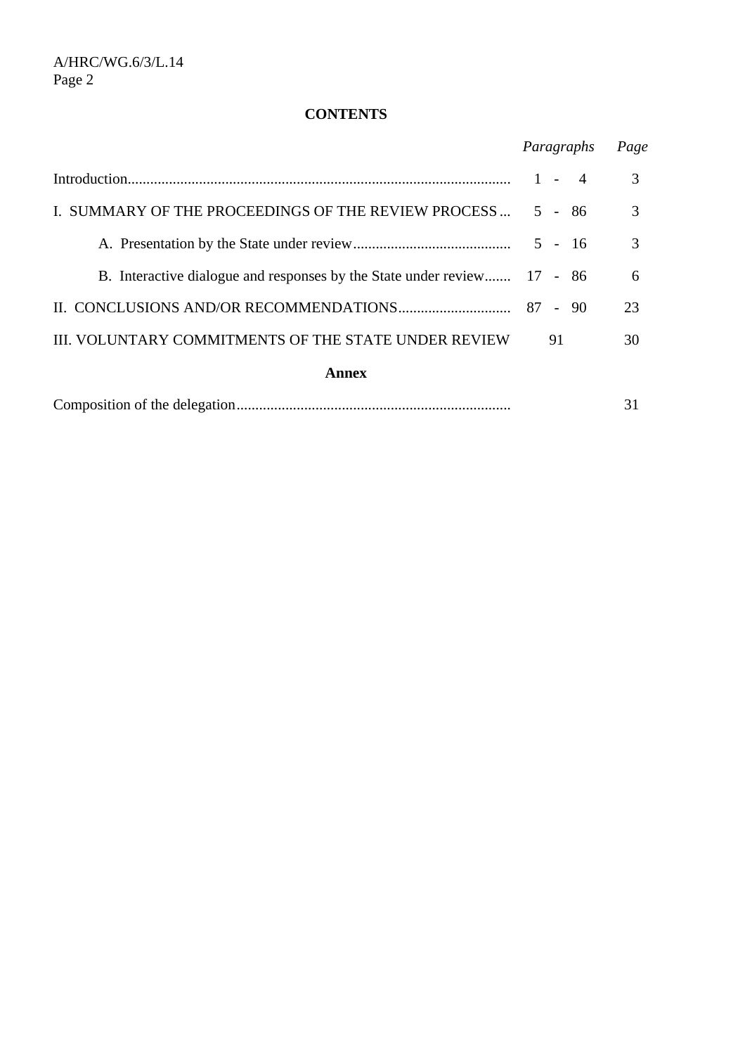**CONTENTS**

| | *Paragraphs* | *Page* |
|---|---|---|
| Introduction | 1 - 4 | 3 |
| I. SUMMARY OF THE PROCEEDINGS OF THE REVIEW PROCESS | 5 - 86 | 3 |
| A. Presentation by the State under review | 5 - 16 | 3 |
| B. Interactive dialogue and responses by the State under review | 17 - 86 | 6 |
| II. CONCLUSIONS AND/OR RECOMMENDATIONS | 87 - 90 | 23 |
| III. VOLUNTARY COMMITMENTS OF THE STATE UNDER REVIEW | 91 | 30 |

**Annex**

| | | |
|---|---|---|
| Composition of the delegation | | 31 |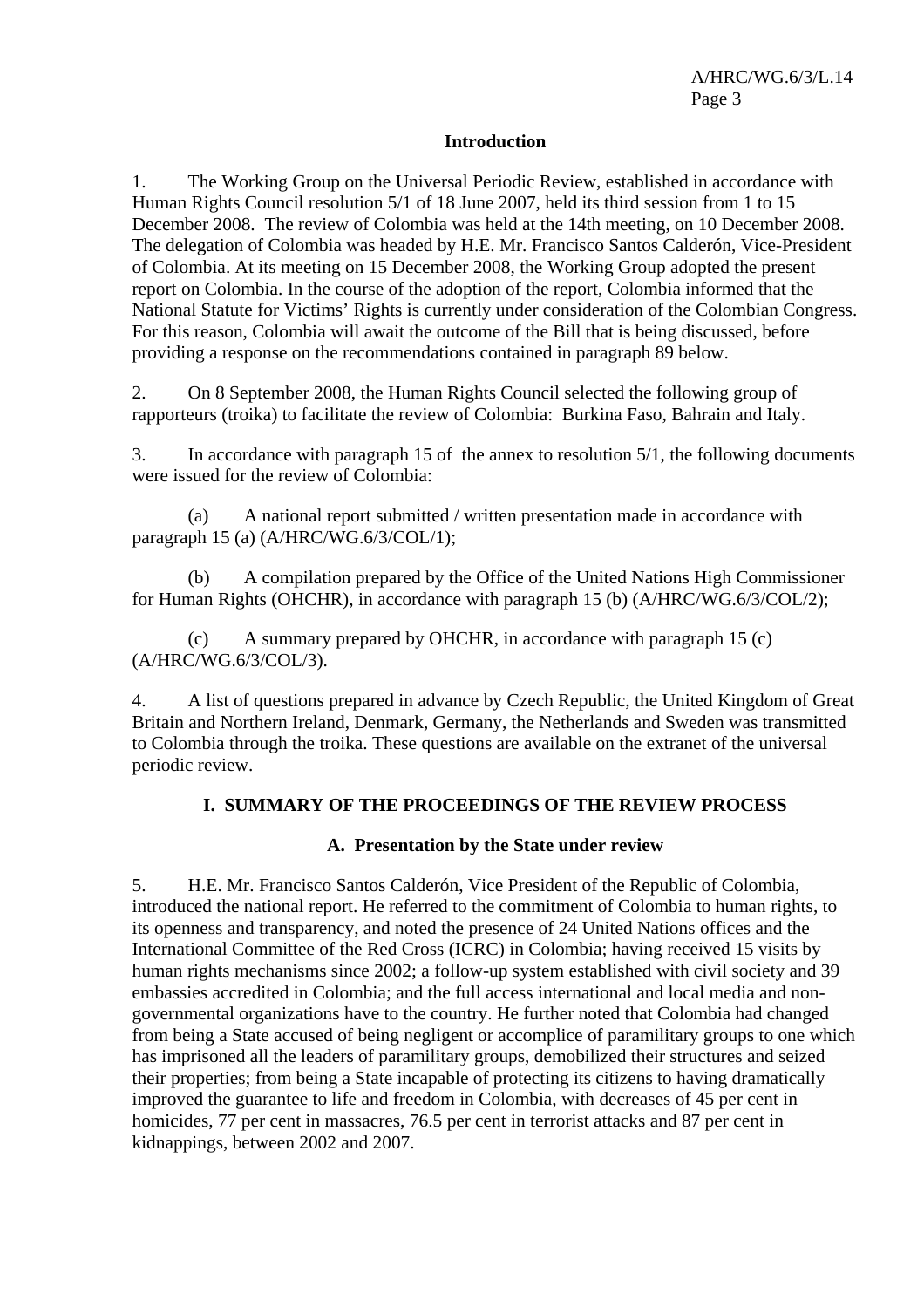## Introduction

1. The Working Group on the Universal Periodic Review, established in accordance with Human Rights Council resolution 5/1 of 18 June 2007, held its third session from 1 to 15 December 2008. The review of Colombia was held at the 14th meeting, on 10 December 2008. The delegation of Colombia was headed by H.E. Mr. Francisco Santos Calderón, Vice-President of Colombia. At its meeting on 15 December 2008, the Working Group adopted the present report on Colombia. In the course of the adoption of the report, Colombia informed that the National Statute for Victims' Rights is currently under consideration of the Colombian Congress. For this reason, Colombia will await the outcome of the Bill that is being discussed, before providing a response on the recommendations contained in paragraph 89 below.

2. On 8 September 2008, the Human Rights Council selected the following group of rapporteurs (troika) to facilitate the review of Colombia: Burkina Faso, Bahrain and Italy.

3. In accordance with paragraph 15 of the annex to resolution 5/1, the following documents were issued for the review of Colombia:

(a) A national report submitted / written presentation made in accordance with paragraph 15 (a) (A/HRC/WG.6/3/COL/1);

(b) A compilation prepared by the Office of the United Nations High Commissioner for Human Rights (OHCHR), in accordance with paragraph 15 (b) (A/HRC/WG.6/3/COL/2);

(c) A summary prepared by OHCHR, in accordance with paragraph 15 (c) (A/HRC/WG.6/3/COL/3).

4. A list of questions prepared in advance by Czech Republic, the United Kingdom of Great Britain and Northern Ireland, Denmark, Germany, the Netherlands and Sweden was transmitted to Colombia through the troika. These questions are available on the extranet of the universal periodic review.

# I. SUMMARY OF THE PROCEEDINGS OF THE REVIEW PROCESS

## A. Presentation by the State under review

5. H.E. Mr. Francisco Santos Calderón, Vice President of the Republic of Colombia, introduced the national report. He referred to the commitment of Colombia to human rights, to its openness and transparency, and noted the presence of 24 United Nations offices and the International Committee of the Red Cross (ICRC) in Colombia; having received 15 visits by human rights mechanisms since 2002; a follow-up system established with civil society and 39 embassies accredited in Colombia; and the full access international and local media and non-governmental organizations have to the country. He further noted that Colombia had changed from being a State accused of being negligent or accomplice of paramilitary groups to one which has imprisoned all the leaders of paramilitary groups, demobilized their structures and seized their properties; from being a State incapable of protecting its citizens to having dramatically improved the guarantee to life and freedom in Colombia, with decreases of 45 per cent in homicides, 77 per cent in massacres, 76.5 per cent in terrorist attacks and 87 per cent in kidnappings, between 2002 and 2007.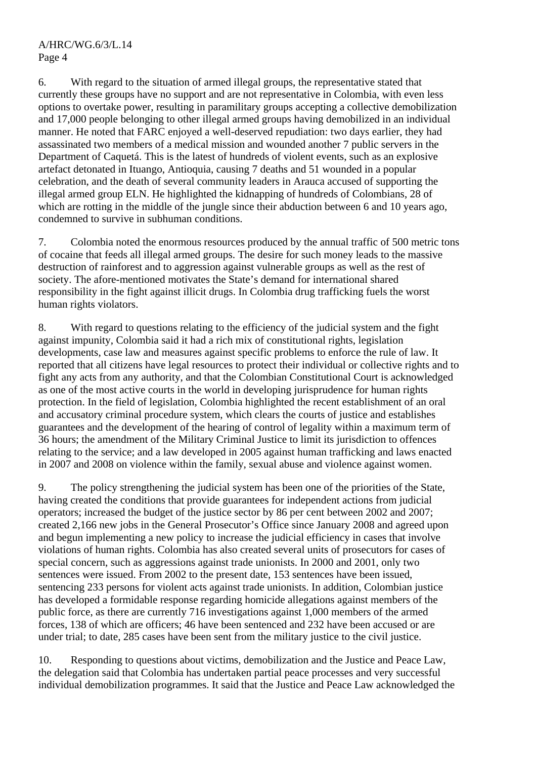6. With regard to the situation of armed illegal groups, the representative stated that currently these groups have no support and are not representative in Colombia, with even less options to overtake power, resulting in paramilitary groups accepting a collective demobilization and 17,000 people belonging to other illegal armed groups having demobilized in an individual manner. He noted that FARC enjoyed a well-deserved repudiation: two days earlier, they had assassinated two members of a medical mission and wounded another 7 public servers in the Department of Caquetá. This is the latest of hundreds of violent events, such as an explosive artefact detonated in Ituango, Antioquia, causing 7 deaths and 51 wounded in a popular celebration, and the death of several community leaders in Arauca accused of supporting the illegal armed group ELN. He highlighted the kidnapping of hundreds of Colombians, 28 of which are rotting in the middle of the jungle since their abduction between 6 and 10 years ago, condemned to survive in subhuman conditions.

7. Colombia noted the enormous resources produced by the annual traffic of 500 metric tons of cocaine that feeds all illegal armed groups. The desire for such money leads to the massive destruction of rainforest and to aggression against vulnerable groups as well as the rest of society. The afore-mentioned motivates the State's demand for international shared responsibility in the fight against illicit drugs. In Colombia drug trafficking fuels the worst human rights violators.

8. With regard to questions relating to the efficiency of the judicial system and the fight against impunity, Colombia said it had a rich mix of constitutional rights, legislation developments, case law and measures against specific problems to enforce the rule of law. It reported that all citizens have legal resources to protect their individual or collective rights and to fight any acts from any authority, and that the Colombian Constitutional Court is acknowledged as one of the most active courts in the world in developing jurisprudence for human rights protection. In the field of legislation, Colombia highlighted the recent establishment of an oral and accusatory criminal procedure system, which clears the courts of justice and establishes guarantees and the development of the hearing of control of legality within a maximum term of 36 hours; the amendment of the Military Criminal Justice to limit its jurisdiction to offences relating to the service; and a law developed in 2005 against human trafficking and laws enacted in 2007 and 2008 on violence within the family, sexual abuse and violence against women.

9. The policy strengthening the judicial system has been one of the priorities of the State, having created the conditions that provide guarantees for independent actions from judicial operators; increased the budget of the justice sector by 86 per cent between 2002 and 2007; created 2,166 new jobs in the General Prosecutor's Office since January 2008 and agreed upon and begun implementing a new policy to increase the judicial efficiency in cases that involve violations of human rights. Colombia has also created several units of prosecutors for cases of special concern, such as aggressions against trade unionists. In 2000 and 2001, only two sentences were issued. From 2002 to the present date, 153 sentences have been issued, sentencing 233 persons for violent acts against trade unionists. In addition, Colombian justice has developed a formidable response regarding homicide allegations against members of the public force, as there are currently 716 investigations against 1,000 members of the armed forces, 138 of which are officers; 46 have been sentenced and 232 have been accused or are under trial; to date, 285 cases have been sent from the military justice to the civil justice.

10. Responding to questions about victims, demobilization and the Justice and Peace Law, the delegation said that Colombia has undertaken partial peace processes and very successful individual demobilization programmes. It said that the Justice and Peace Law acknowledged the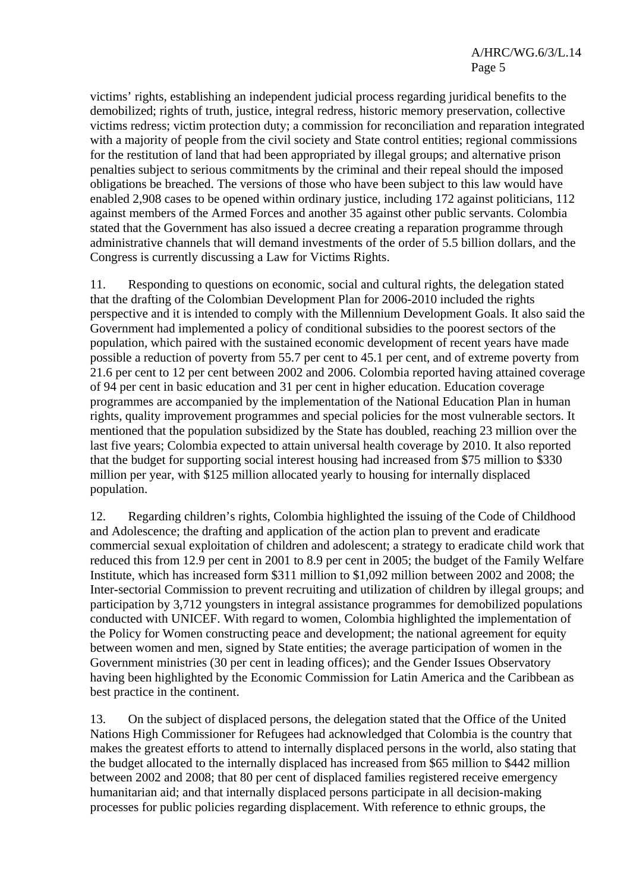victims' rights, establishing an independent judicial process regarding juridical benefits to the demobilized; rights of truth, justice, integral redress, historic memory preservation, collective victims redress; victim protection duty; a commission for reconciliation and reparation integrated with a majority of people from the civil society and State control entities; regional commissions for the restitution of land that had been appropriated by illegal groups; and alternative prison penalties subject to serious commitments by the criminal and their repeal should the imposed obligations be breached. The versions of those who have been subject to this law would have enabled 2,908 cases to be opened within ordinary justice, including 172 against politicians, 112 against members of the Armed Forces and another 35 against other public servants. Colombia stated that the Government has also issued a decree creating a reparation programme through administrative channels that will demand investments of the order of 5.5 billion dollars, and the Congress is currently discussing a Law for Victims Rights.

11. Responding to questions on economic, social and cultural rights, the delegation stated that the drafting of the Colombian Development Plan for 2006-2010 included the rights perspective and it is intended to comply with the Millennium Development Goals. It also said the Government had implemented a policy of conditional subsidies to the poorest sectors of the population, which paired with the sustained economic development of recent years have made possible a reduction of poverty from 55.7 per cent to 45.1 per cent, and of extreme poverty from 21.6 per cent to 12 per cent between 2002 and 2006. Colombia reported having attained coverage of 94 per cent in basic education and 31 per cent in higher education. Education coverage programmes are accompanied by the implementation of the National Education Plan in human rights, quality improvement programmes and special policies for the most vulnerable sectors. It mentioned that the population subsidized by the State has doubled, reaching 23 million over the last five years; Colombia expected to attain universal health coverage by 2010. It also reported that the budget for supporting social interest housing had increased from $75 million to $330 million per year, with $125 million allocated yearly to housing for internally displaced population.

12. Regarding children's rights, Colombia highlighted the issuing of the Code of Childhood and Adolescence; the drafting and application of the action plan to prevent and eradicate commercial sexual exploitation of children and adolescent; a strategy to eradicate child work that reduced this from 12.9 per cent in 2001 to 8.9 per cent in 2005; the budget of the Family Welfare Institute, which has increased form $311 million to $1,092 million between 2002 and 2008; the Inter-sectorial Commission to prevent recruiting and utilization of children by illegal groups; and participation by 3,712 youngsters in integral assistance programmes for demobilized populations conducted with UNICEF. With regard to women, Colombia highlighted the implementation of the Policy for Women constructing peace and development; the national agreement for equity between women and men, signed by State entities; the average participation of women in the Government ministries (30 per cent in leading offices); and the Gender Issues Observatory having been highlighted by the Economic Commission for Latin America and the Caribbean as best practice in the continent.

13. On the subject of displaced persons, the delegation stated that the Office of the United Nations High Commissioner for Refugees had acknowledged that Colombia is the country that makes the greatest efforts to attend to internally displaced persons in the world, also stating that the budget allocated to the internally displaced has increased from $65 million to $442 million between 2002 and 2008; that 80 per cent of displaced families registered receive emergency humanitarian aid; and that internally displaced persons participate in all decision-making processes for public policies regarding displacement. With reference to ethnic groups, the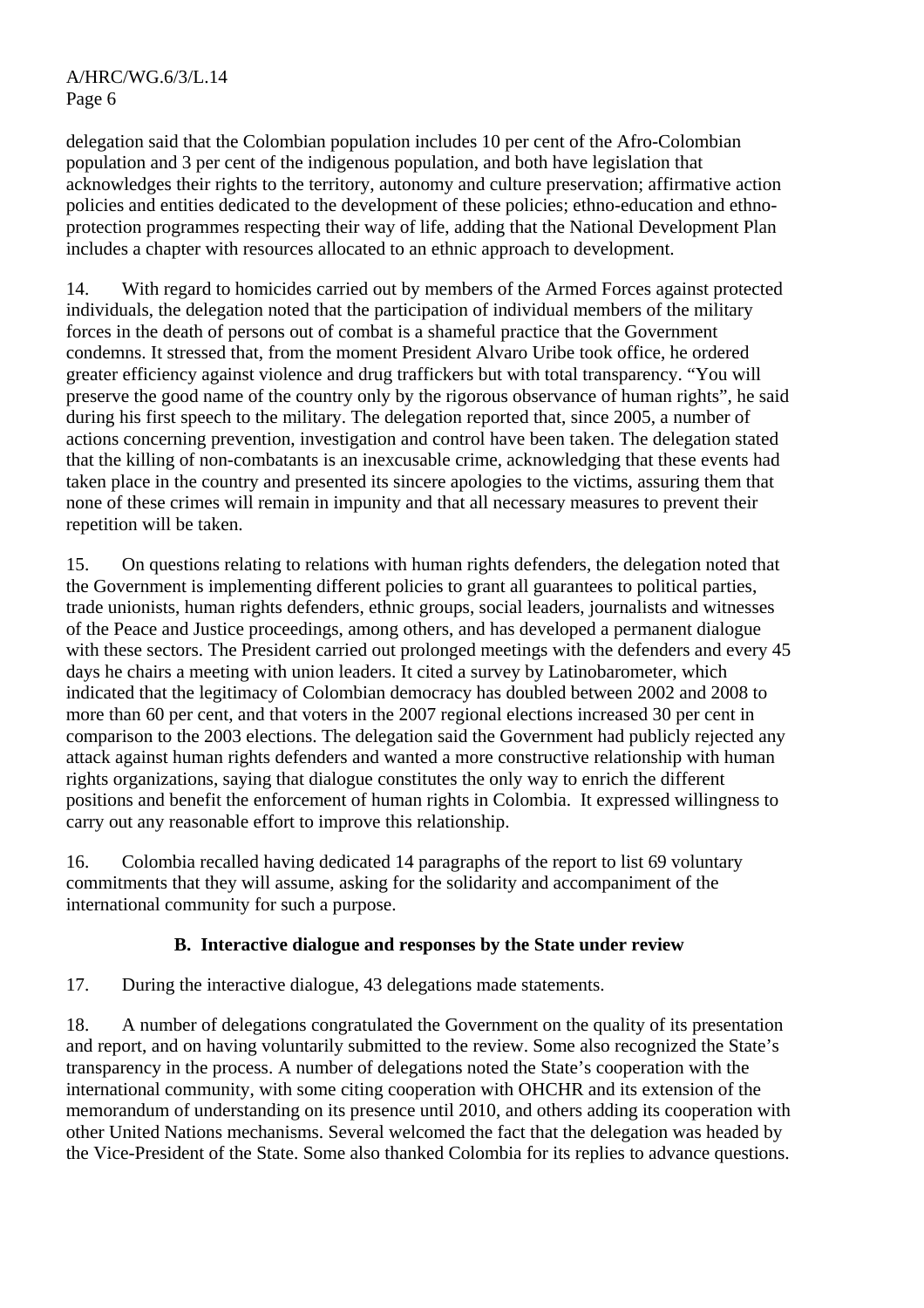delegation said that the Colombian population includes 10 per cent of the Afro-Colombian population and 3 per cent of the indigenous population, and both have legislation that acknowledges their rights to the territory, autonomy and culture preservation; affirmative action policies and entities dedicated to the development of these policies; ethno-education and ethno-protection programmes respecting their way of life, adding that the National Development Plan includes a chapter with resources allocated to an ethnic approach to development.

14. With regard to homicides carried out by members of the Armed Forces against protected individuals, the delegation noted that the participation of individual members of the military forces in the death of persons out of combat is a shameful practice that the Government condemns. It stressed that, from the moment President Alvaro Uribe took office, he ordered greater efficiency against violence and drug traffickers but with total transparency. “You will preserve the good name of the country only by the rigorous observance of human rights”, he said during his first speech to the military. The delegation reported that, since 2005, a number of actions concerning prevention, investigation and control have been taken. The delegation stated that the killing of non-combatants is an inexcusable crime, acknowledging that these events had taken place in the country and presented its sincere apologies to the victims, assuring them that none of these crimes will remain in impunity and that all necessary measures to prevent their repetition will be taken.

15. On questions relating to relations with human rights defenders, the delegation noted that the Government is implementing different policies to grant all guarantees to political parties, trade unionists, human rights defenders, ethnic groups, social leaders, journalists and witnesses of the Peace and Justice proceedings, among others, and has developed a permanent dialogue with these sectors. The President carried out prolonged meetings with the defenders and every 45 days he chairs a meeting with union leaders. It cited a survey by Latinobarometer, which indicated that the legitimacy of Colombian democracy has doubled between 2002 and 2008 to more than 60 per cent, and that voters in the 2007 regional elections increased 30 per cent in comparison to the 2003 elections. The delegation said the Government had publicly rejected any attack against human rights defenders and wanted a more constructive relationship with human rights organizations, saying that dialogue constitutes the only way to enrich the different positions and benefit the enforcement of human rights in Colombia. It expressed willingness to carry out any reasonable effort to improve this relationship.

16. Colombia recalled having dedicated 14 paragraphs of the report to list 69 voluntary commitments that they will assume, asking for the solidarity and accompaniment of the international community for such a purpose.

## B. Interactive dialogue and responses by the State under review

17. During the interactive dialogue, 43 delegations made statements.

18. A number of delegations congratulated the Government on the quality of its presentation and report, and on having voluntarily submitted to the review. Some also recognized the State’s transparency in the process. A number of delegations noted the State’s cooperation with the international community, with some citing cooperation with OHCHR and its extension of the memorandum of understanding on its presence until 2010, and others adding its cooperation with other United Nations mechanisms. Several welcomed the fact that the delegation was headed by the Vice-President of the State. Some also thanked Colombia for its replies to advance questions.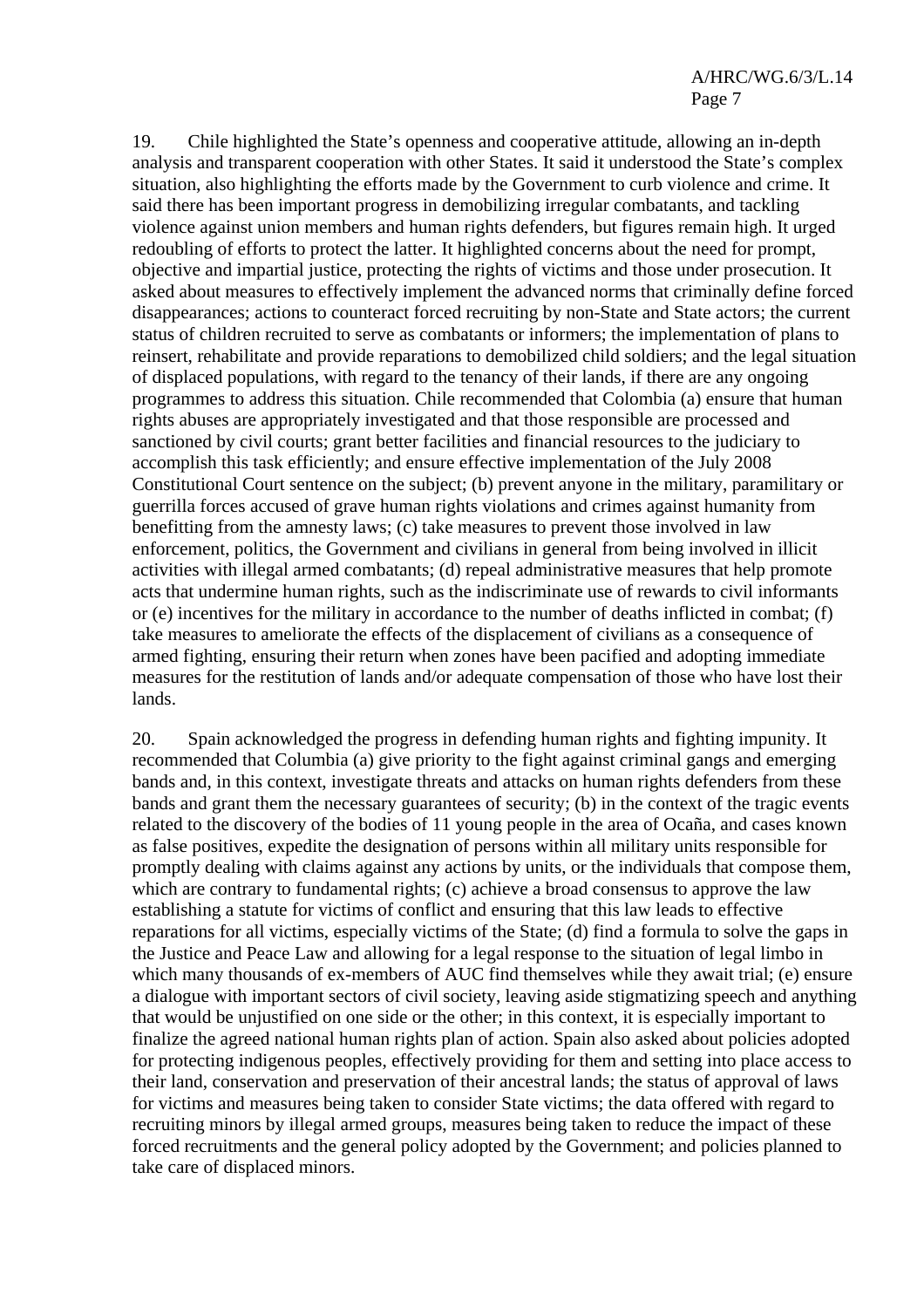19. Chile highlighted the State's openness and cooperative attitude, allowing an in-depth analysis and transparent cooperation with other States. It said it understood the State's complex situation, also highlighting the efforts made by the Government to curb violence and crime. It said there has been important progress in demobilizing irregular combatants, and tackling violence against union members and human rights defenders, but figures remain high. It urged redoubling of efforts to protect the latter. It highlighted concerns about the need for prompt, objective and impartial justice, protecting the rights of victims and those under prosecution. It asked about measures to effectively implement the advanced norms that criminally define forced disappearances; actions to counteract forced recruiting by non-State and State actors; the current status of children recruited to serve as combatants or informers; the implementation of plans to reinsert, rehabilitate and provide reparations to demobilized child soldiers; and the legal situation of displaced populations, with regard to the tenancy of their lands, if there are any ongoing programmes to address this situation. Chile recommended that Colombia (a) ensure that human rights abuses are appropriately investigated and that those responsible are processed and sanctioned by civil courts; grant better facilities and financial resources to the judiciary to accomplish this task efficiently; and ensure effective implementation of the July 2008 Constitutional Court sentence on the subject; (b) prevent anyone in the military, paramilitary or guerrilla forces accused of grave human rights violations and crimes against humanity from benefitting from the amnesty laws; (c) take measures to prevent those involved in law enforcement, politics, the Government and civilians in general from being involved in illicit activities with illegal armed combatants; (d) repeal administrative measures that help promote acts that undermine human rights, such as the indiscriminate use of rewards to civil informants or (e) incentives for the military in accordance to the number of deaths inflicted in combat; (f) take measures to ameliorate the effects of the displacement of civilians as a consequence of armed fighting, ensuring their return when zones have been pacified and adopting immediate measures for the restitution of lands and/or adequate compensation of those who have lost their lands.

20. Spain acknowledged the progress in defending human rights and fighting impunity. It recommended that Columbia (a) give priority to the fight against criminal gangs and emerging bands and, in this context, investigate threats and attacks on human rights defenders from these bands and grant them the necessary guarantees of security; (b) in the context of the tragic events related to the discovery of the bodies of 11 young people in the area of Ocaña, and cases known as false positives, expedite the designation of persons within all military units responsible for promptly dealing with claims against any actions by units, or the individuals that compose them, which are contrary to fundamental rights; (c) achieve a broad consensus to approve the law establishing a statute for victims of conflict and ensuring that this law leads to effective reparations for all victims, especially victims of the State; (d) find a formula to solve the gaps in the Justice and Peace Law and allowing for a legal response to the situation of legal limbo in which many thousands of ex-members of AUC find themselves while they await trial; (e) ensure a dialogue with important sectors of civil society, leaving aside stigmatizing speech and anything that would be unjustified on one side or the other; in this context, it is especially important to finalize the agreed national human rights plan of action. Spain also asked about policies adopted for protecting indigenous peoples, effectively providing for them and setting into place access to their land, conservation and preservation of their ancestral lands; the status of approval of laws for victims and measures being taken to consider State victims; the data offered with regard to recruiting minors by illegal armed groups, measures being taken to reduce the impact of these forced recruitments and the general policy adopted by the Government; and policies planned to take care of displaced minors.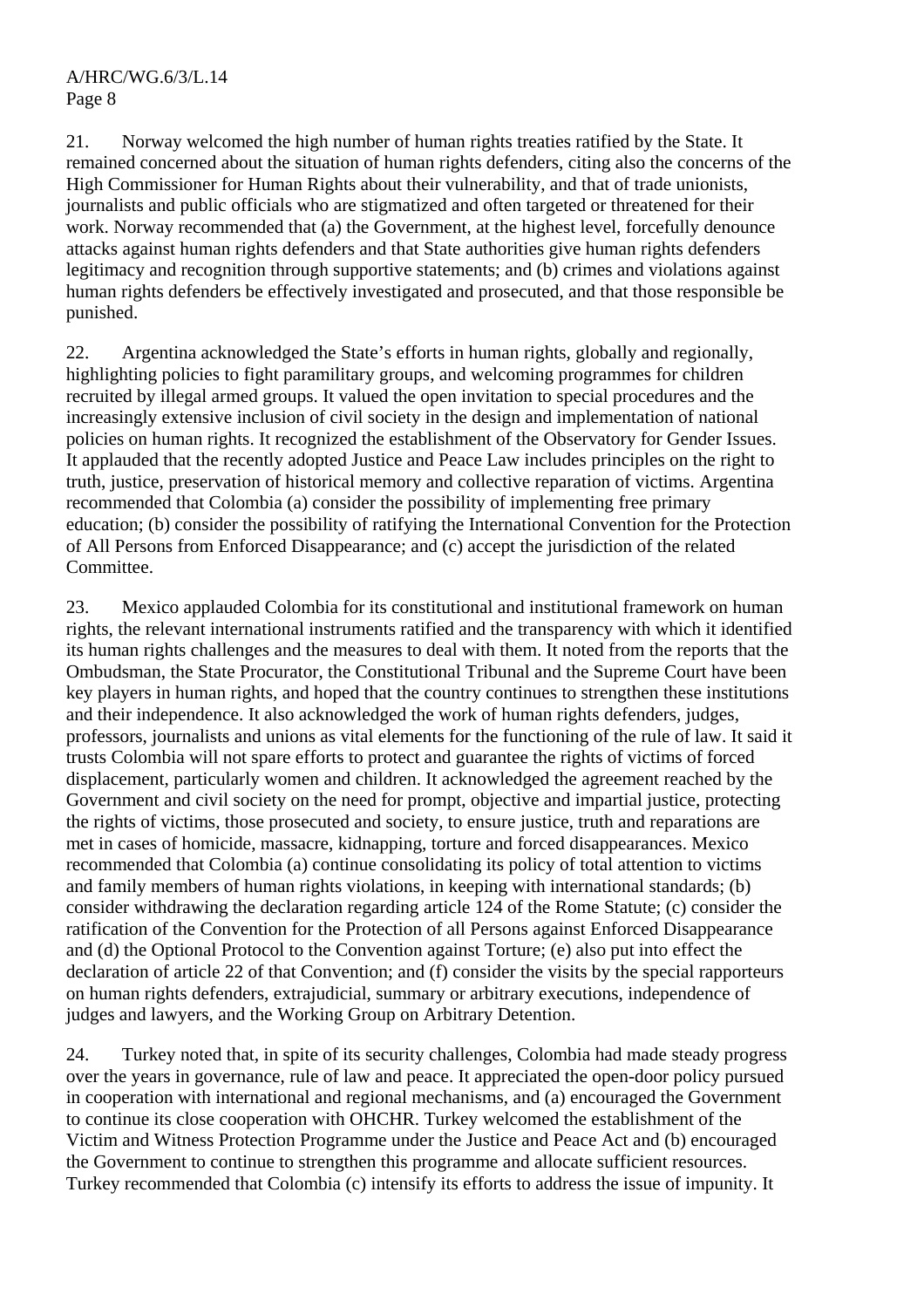21. Norway welcomed the high number of human rights treaties ratified by the State. It remained concerned about the situation of human rights defenders, citing also the concerns of the High Commissioner for Human Rights about their vulnerability, and that of trade unionists, journalists and public officials who are stigmatized and often targeted or threatened for their work. Norway recommended that (a) the Government, at the highest level, forcefully denounce attacks against human rights defenders and that State authorities give human rights defenders legitimacy and recognition through supportive statements; and (b) crimes and violations against human rights defenders be effectively investigated and prosecuted, and that those responsible be punished.

22. Argentina acknowledged the State's efforts in human rights, globally and regionally, highlighting policies to fight paramilitary groups, and welcoming programmes for children recruited by illegal armed groups. It valued the open invitation to special procedures and the increasingly extensive inclusion of civil society in the design and implementation of national policies on human rights. It recognized the establishment of the Observatory for Gender Issues. It applauded that the recently adopted Justice and Peace Law includes principles on the right to truth, justice, preservation of historical memory and collective reparation of victims. Argentina recommended that Colombia (a) consider the possibility of implementing free primary education; (b) consider the possibility of ratifying the International Convention for the Protection of All Persons from Enforced Disappearance; and (c) accept the jurisdiction of the related Committee.

23. Mexico applauded Colombia for its constitutional and institutional framework on human rights, the relevant international instruments ratified and the transparency with which it identified its human rights challenges and the measures to deal with them. It noted from the reports that the Ombudsman, the State Procurator, the Constitutional Tribunal and the Supreme Court have been key players in human rights, and hoped that the country continues to strengthen these institutions and their independence. It also acknowledged the work of human rights defenders, judges, professors, journalists and unions as vital elements for the functioning of the rule of law. It said it trusts Colombia will not spare efforts to protect and guarantee the rights of victims of forced displacement, particularly women and children. It acknowledged the agreement reached by the Government and civil society on the need for prompt, objective and impartial justice, protecting the rights of victims, those prosecuted and society, to ensure justice, truth and reparations are met in cases of homicide, massacre, kidnapping, torture and forced disappearances. Mexico recommended that Colombia (a) continue consolidating its policy of total attention to victims and family members of human rights violations, in keeping with international standards; (b) consider withdrawing the declaration regarding article 124 of the Rome Statute; (c) consider the ratification of the Convention for the Protection of all Persons against Enforced Disappearance and (d) the Optional Protocol to the Convention against Torture; (e) also put into effect the declaration of article 22 of that Convention; and (f) consider the visits by the special rapporteurs on human rights defenders, extrajudicial, summary or arbitrary executions, independence of judges and lawyers, and the Working Group on Arbitrary Detention.

24. Turkey noted that, in spite of its security challenges, Colombia had made steady progress over the years in governance, rule of law and peace. It appreciated the open-door policy pursued in cooperation with international and regional mechanisms, and (a) encouraged the Government to continue its close cooperation with OHCHR. Turkey welcomed the establishment of the Victim and Witness Protection Programme under the Justice and Peace Act and (b) encouraged the Government to continue to strengthen this programme and allocate sufficient resources. Turkey recommended that Colombia (c) intensify its efforts to address the issue of impunity. It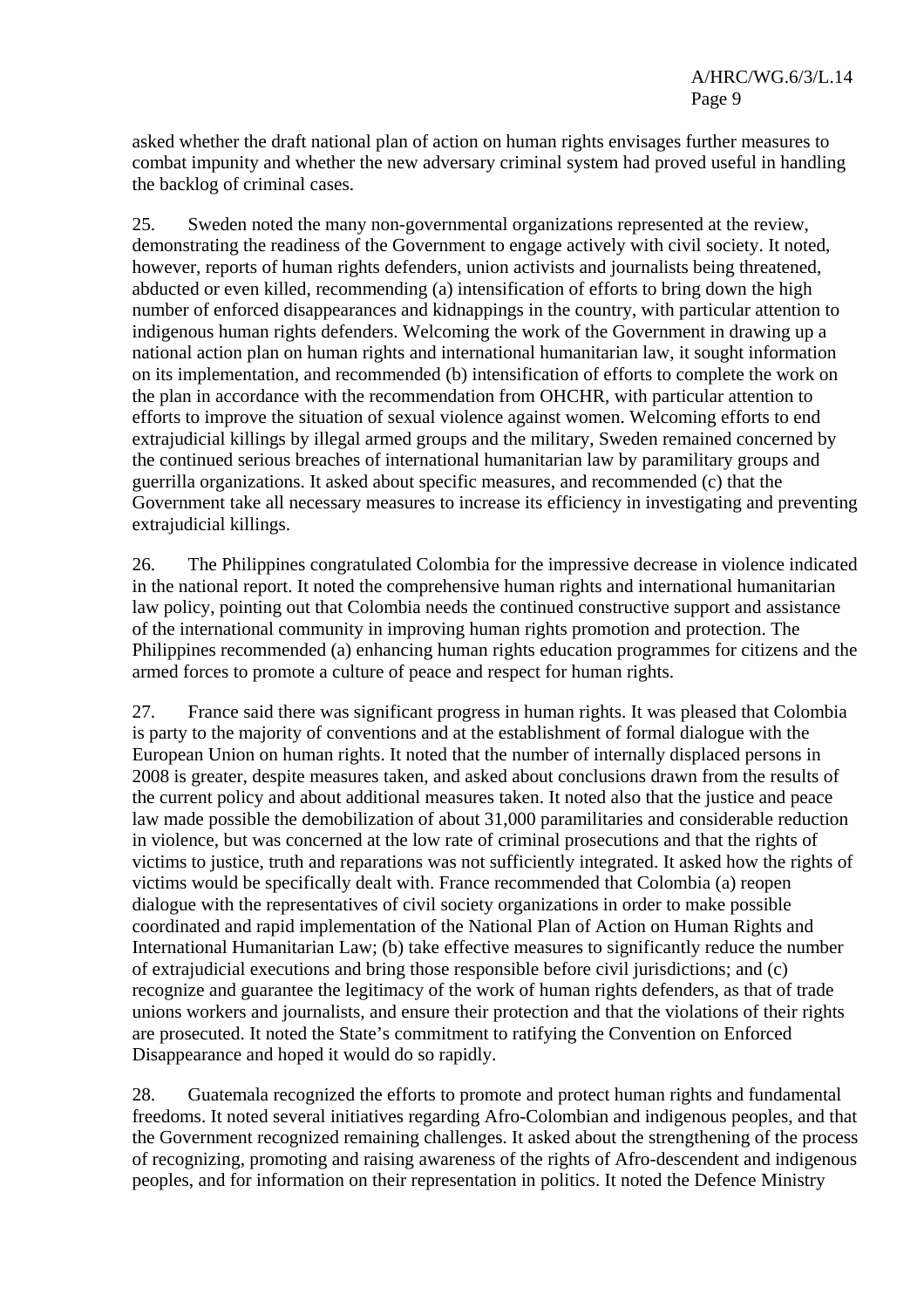asked whether the draft national plan of action on human rights envisages further measures to combat impunity and whether the new adversary criminal system had proved useful in handling the backlog of criminal cases.

25. Sweden noted the many non-governmental organizations represented at the review, demonstrating the readiness of the Government to engage actively with civil society. It noted, however, reports of human rights defenders, union activists and journalists being threatened, abducted or even killed, recommending (a) intensification of efforts to bring down the high number of enforced disappearances and kidnappings in the country, with particular attention to indigenous human rights defenders. Welcoming the work of the Government in drawing up a national action plan on human rights and international humanitarian law, it sought information on its implementation, and recommended (b) intensification of efforts to complete the work on the plan in accordance with the recommendation from OHCHR, with particular attention to efforts to improve the situation of sexual violence against women. Welcoming efforts to end extrajudicial killings by illegal armed groups and the military, Sweden remained concerned by the continued serious breaches of international humanitarian law by paramilitary groups and guerrilla organizations. It asked about specific measures, and recommended (c) that the Government take all necessary measures to increase its efficiency in investigating and preventing extrajudicial killings.

26. The Philippines congratulated Colombia for the impressive decrease in violence indicated in the national report. It noted the comprehensive human rights and international humanitarian law policy, pointing out that Colombia needs the continued constructive support and assistance of the international community in improving human rights promotion and protection. The Philippines recommended (a) enhancing human rights education programmes for citizens and the armed forces to promote a culture of peace and respect for human rights.

27. France said there was significant progress in human rights. It was pleased that Colombia is party to the majority of conventions and at the establishment of formal dialogue with the European Union on human rights. It noted that the number of internally displaced persons in 2008 is greater, despite measures taken, and asked about conclusions drawn from the results of the current policy and about additional measures taken. It noted also that the justice and peace law made possible the demobilization of about 31,000 paramilitaries and considerable reduction in violence, but was concerned at the low rate of criminal prosecutions and that the rights of victims to justice, truth and reparations was not sufficiently integrated. It asked how the rights of victims would be specifically dealt with. France recommended that Colombia (a) reopen dialogue with the representatives of civil society organizations in order to make possible coordinated and rapid implementation of the National Plan of Action on Human Rights and International Humanitarian Law; (b) take effective measures to significantly reduce the number of extrajudicial executions and bring those responsible before civil jurisdictions; and (c) recognize and guarantee the legitimacy of the work of human rights defenders, as that of trade unions workers and journalists, and ensure their protection and that the violations of their rights are prosecuted. It noted the State's commitment to ratifying the Convention on Enforced Disappearance and hoped it would do so rapidly.

28. Guatemala recognized the efforts to promote and protect human rights and fundamental freedoms. It noted several initiatives regarding Afro-Colombian and indigenous peoples, and that the Government recognized remaining challenges. It asked about the strengthening of the process of recognizing, promoting and raising awareness of the rights of Afro-descendent and indigenous peoples, and for information on their representation in politics. It noted the Defence Ministry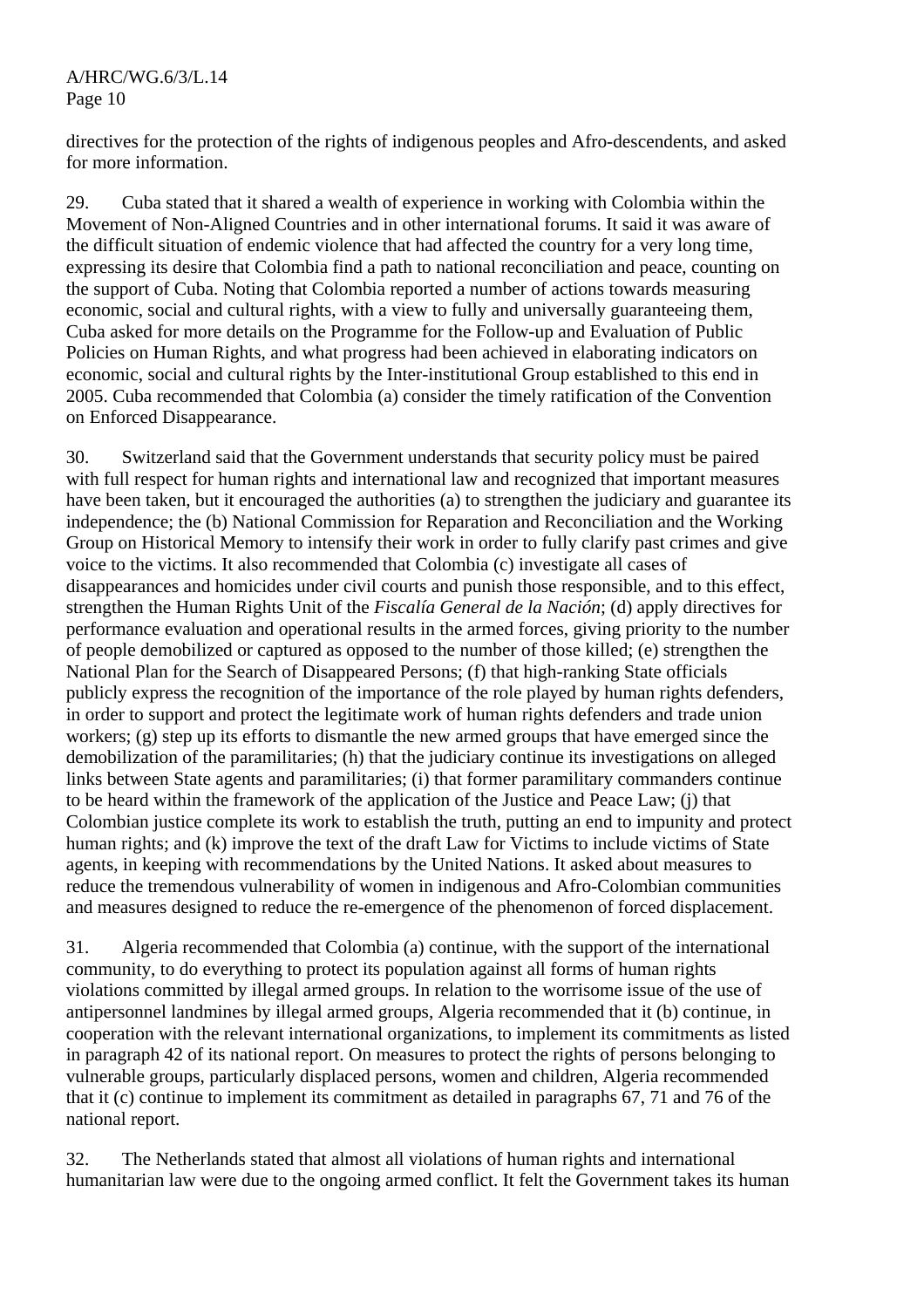directives for the protection of the rights of indigenous peoples and Afro-descendents, and asked for more information.

29. Cuba stated that it shared a wealth of experience in working with Colombia within the Movement of Non-Aligned Countries and in other international forums. It said it was aware of the difficult situation of endemic violence that had affected the country for a very long time, expressing its desire that Colombia find a path to national reconciliation and peace, counting on the support of Cuba. Noting that Colombia reported a number of actions towards measuring economic, social and cultural rights, with a view to fully and universally guaranteeing them, Cuba asked for more details on the Programme for the Follow-up and Evaluation of Public Policies on Human Rights, and what progress had been achieved in elaborating indicators on economic, social and cultural rights by the Inter-institutional Group established to this end in 2005. Cuba recommended that Colombia (a) consider the timely ratification of the Convention on Enforced Disappearance.

30. Switzerland said that the Government understands that security policy must be paired with full respect for human rights and international law and recognized that important measures have been taken, but it encouraged the authorities (a) to strengthen the judiciary and guarantee its independence; the (b) National Commission for Reparation and Reconciliation and the Working Group on Historical Memory to intensify their work in order to fully clarify past crimes and give voice to the victims. It also recommended that Colombia (c) investigate all cases of disappearances and homicides under civil courts and punish those responsible, and to this effect, strengthen the Human Rights Unit of the *Fiscalía General de la Nación*; (d) apply directives for performance evaluation and operational results in the armed forces, giving priority to the number of people demobilized or captured as opposed to the number of those killed; (e) strengthen the National Plan for the Search of Disappeared Persons; (f) that high-ranking State officials publicly express the recognition of the importance of the role played by human rights defenders, in order to support and protect the legitimate work of human rights defenders and trade union workers; (g) step up its efforts to dismantle the new armed groups that have emerged since the demobilization of the paramilitaries; (h) that the judiciary continue its investigations on alleged links between State agents and paramilitaries; (i) that former paramilitary commanders continue to be heard within the framework of the application of the Justice and Peace Law; (j) that Colombian justice complete its work to establish the truth, putting an end to impunity and protect human rights; and (k) improve the text of the draft Law for Victims to include victims of State agents, in keeping with recommendations by the United Nations. It asked about measures to reduce the tremendous vulnerability of women in indigenous and Afro-Colombian communities and measures designed to reduce the re-emergence of the phenomenon of forced displacement.

31. Algeria recommended that Colombia (a) continue, with the support of the international community, to do everything to protect its population against all forms of human rights violations committed by illegal armed groups. In relation to the worrisome issue of the use of antipersonnel landmines by illegal armed groups, Algeria recommended that it (b) continue, in cooperation with the relevant international organizations, to implement its commitments as listed in paragraph 42 of its national report. On measures to protect the rights of persons belonging to vulnerable groups, particularly displaced persons, women and children, Algeria recommended that it (c) continue to implement its commitment as detailed in paragraphs 67, 71 and 76 of the national report.

32. The Netherlands stated that almost all violations of human rights and international humanitarian law were due to the ongoing armed conflict. It felt the Government takes its human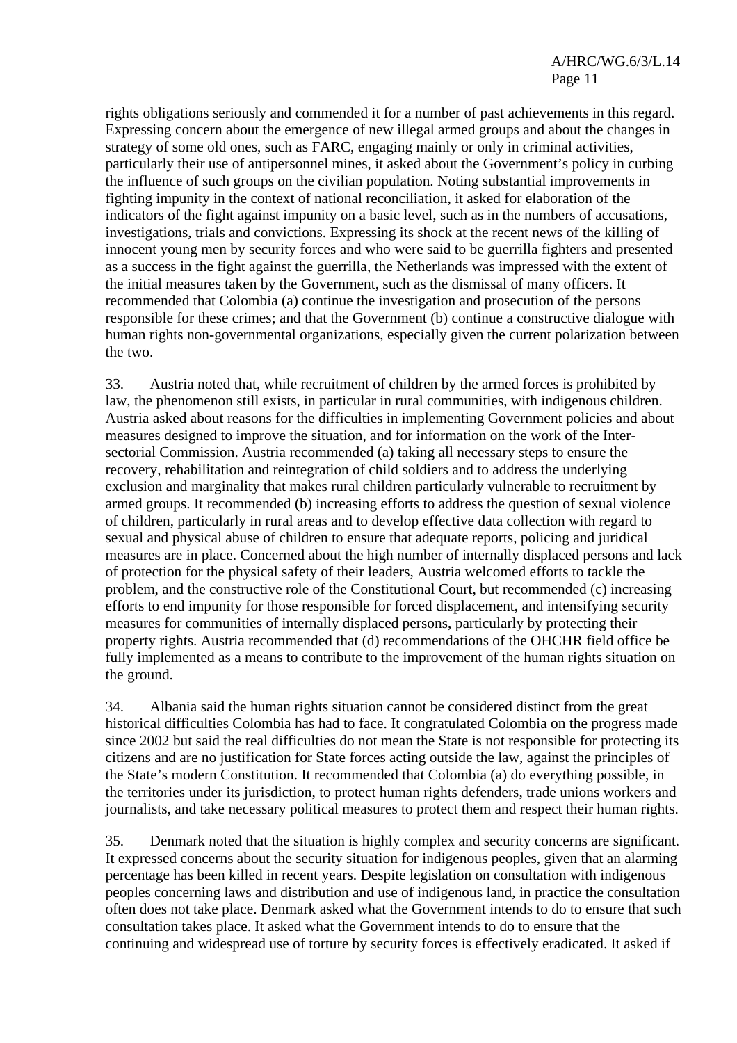rights obligations seriously and commended it for a number of past achievements in this regard. Expressing concern about the emergence of new illegal armed groups and about the changes in strategy of some old ones, such as FARC, engaging mainly or only in criminal activities, particularly their use of antipersonnel mines, it asked about the Government's policy in curbing the influence of such groups on the civilian population. Noting substantial improvements in fighting impunity in the context of national reconciliation, it asked for elaboration of the indicators of the fight against impunity on a basic level, such as in the numbers of accusations, investigations, trials and convictions. Expressing its shock at the recent news of the killing of innocent young men by security forces and who were said to be guerrilla fighters and presented as a success in the fight against the guerrilla, the Netherlands was impressed with the extent of the initial measures taken by the Government, such as the dismissal of many officers. It recommended that Colombia (a) continue the investigation and prosecution of the persons responsible for these crimes; and that the Government (b) continue a constructive dialogue with human rights non-governmental organizations, especially given the current polarization between the two.

33. Austria noted that, while recruitment of children by the armed forces is prohibited by law, the phenomenon still exists, in particular in rural communities, with indigenous children. Austria asked about reasons for the difficulties in implementing Government policies and about measures designed to improve the situation, and for information on the work of the Inter-sectorial Commission. Austria recommended (a) taking all necessary steps to ensure the recovery, rehabilitation and reintegration of child soldiers and to address the underlying exclusion and marginality that makes rural children particularly vulnerable to recruitment by armed groups. It recommended (b) increasing efforts to address the question of sexual violence of children, particularly in rural areas and to develop effective data collection with regard to sexual and physical abuse of children to ensure that adequate reports, policing and juridical measures are in place. Concerned about the high number of internally displaced persons and lack of protection for the physical safety of their leaders, Austria welcomed efforts to tackle the problem, and the constructive role of the Constitutional Court, but recommended (c) increasing efforts to end impunity for those responsible for forced displacement, and intensifying security measures for communities of internally displaced persons, particularly by protecting their property rights. Austria recommended that (d) recommendations of the OHCHR field office be fully implemented as a means to contribute to the improvement of the human rights situation on the ground.

34. Albania said the human rights situation cannot be considered distinct from the great historical difficulties Colombia has had to face. It congratulated Colombia on the progress made since 2002 but said the real difficulties do not mean the State is not responsible for protecting its citizens and are no justification for State forces acting outside the law, against the principles of the State's modern Constitution. It recommended that Colombia (a) do everything possible, in the territories under its jurisdiction, to protect human rights defenders, trade unions workers and journalists, and take necessary political measures to protect them and respect their human rights.

35. Denmark noted that the situation is highly complex and security concerns are significant. It expressed concerns about the security situation for indigenous peoples, given that an alarming percentage has been killed in recent years. Despite legislation on consultation with indigenous peoples concerning laws and distribution and use of indigenous land, in practice the consultation often does not take place. Denmark asked what the Government intends to do to ensure that such consultation takes place. It asked what the Government intends to do to ensure that the continuing and widespread use of torture by security forces is effectively eradicated. It asked if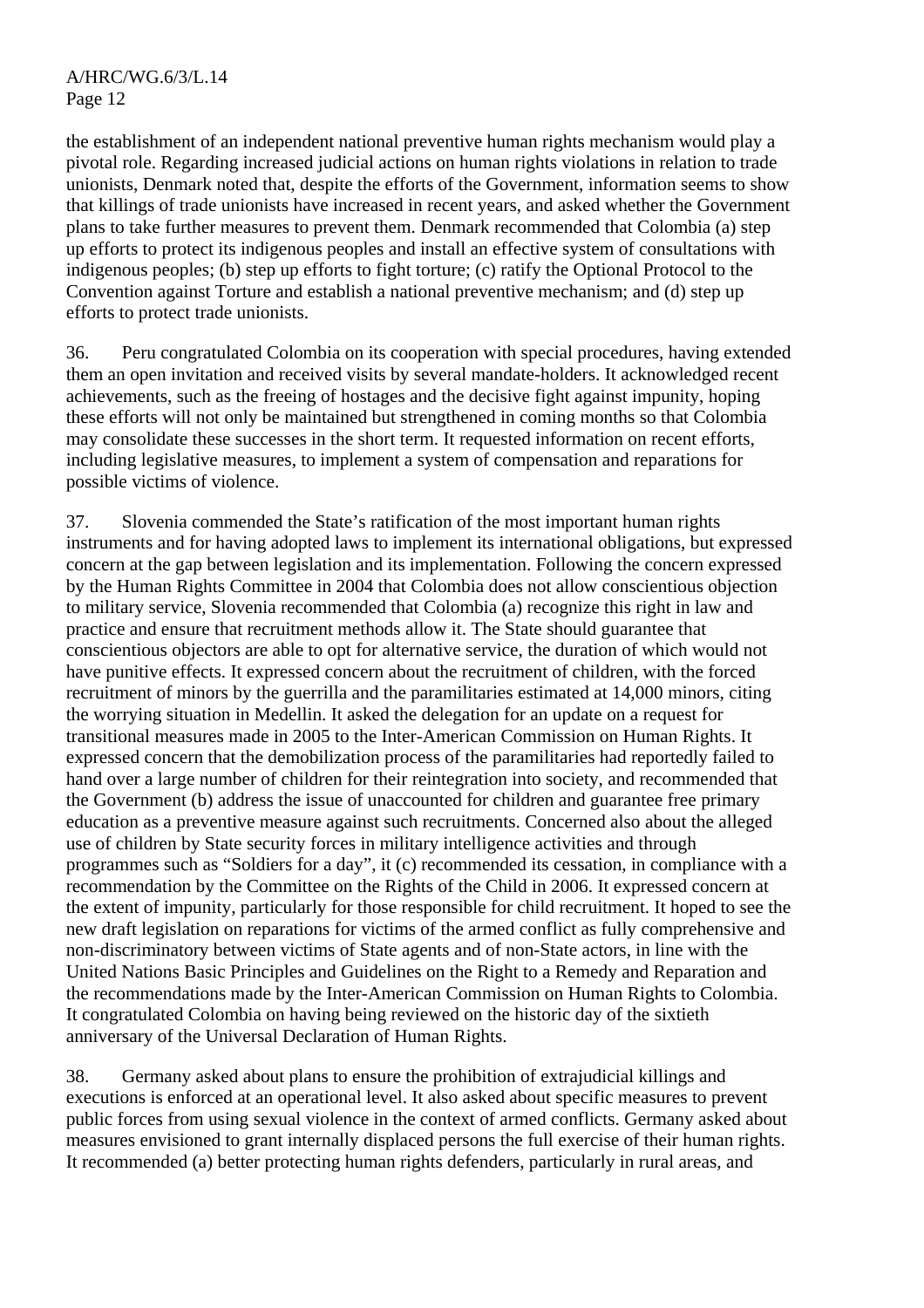the establishment of an independent national preventive human rights mechanism would play a pivotal role. Regarding increased judicial actions on human rights violations in relation to trade unionists, Denmark noted that, despite the efforts of the Government, information seems to show that killings of trade unionists have increased in recent years, and asked whether the Government plans to take further measures to prevent them. Denmark recommended that Colombia (a) step up efforts to protect its indigenous peoples and install an effective system of consultations with indigenous peoples; (b) step up efforts to fight torture; (c) ratify the Optional Protocol to the Convention against Torture and establish a national preventive mechanism; and (d) step up efforts to protect trade unionists.

36. Peru congratulated Colombia on its cooperation with special procedures, having extended them an open invitation and received visits by several mandate-holders. It acknowledged recent achievements, such as the freeing of hostages and the decisive fight against impunity, hoping these efforts will not only be maintained but strengthened in coming months so that Colombia may consolidate these successes in the short term. It requested information on recent efforts, including legislative measures, to implement a system of compensation and reparations for possible victims of violence.

37. Slovenia commended the State's ratification of the most important human rights instruments and for having adopted laws to implement its international obligations, but expressed concern at the gap between legislation and its implementation. Following the concern expressed by the Human Rights Committee in 2004 that Colombia does not allow conscientious objection to military service, Slovenia recommended that Colombia (a) recognize this right in law and practice and ensure that recruitment methods allow it. The State should guarantee that conscientious objectors are able to opt for alternative service, the duration of which would not have punitive effects. It expressed concern about the recruitment of children, with the forced recruitment of minors by the guerrilla and the paramilitaries estimated at 14,000 minors, citing the worrying situation in Medellin. It asked the delegation for an update on a request for transitional measures made in 2005 to the Inter-American Commission on Human Rights. It expressed concern that the demobilization process of the paramilitaries had reportedly failed to hand over a large number of children for their reintegration into society, and recommended that the Government (b) address the issue of unaccounted for children and guarantee free primary education as a preventive measure against such recruitments. Concerned also about the alleged use of children by State security forces in military intelligence activities and through programmes such as "Soldiers for a day", it (c) recommended its cessation, in compliance with a recommendation by the Committee on the Rights of the Child in 2006. It expressed concern at the extent of impunity, particularly for those responsible for child recruitment. It hoped to see the new draft legislation on reparations for victims of the armed conflict as fully comprehensive and non-discriminatory between victims of State agents and of non-State actors, in line with the United Nations Basic Principles and Guidelines on the Right to a Remedy and Reparation and the recommendations made by the Inter-American Commission on Human Rights to Colombia. It congratulated Colombia on having being reviewed on the historic day of the sixtieth anniversary of the Universal Declaration of Human Rights.

38. Germany asked about plans to ensure the prohibition of extrajudicial killings and executions is enforced at an operational level. It also asked about specific measures to prevent public forces from using sexual violence in the context of armed conflicts. Germany asked about measures envisioned to grant internally displaced persons the full exercise of their human rights. It recommended (a) better protecting human rights defenders, particularly in rural areas, and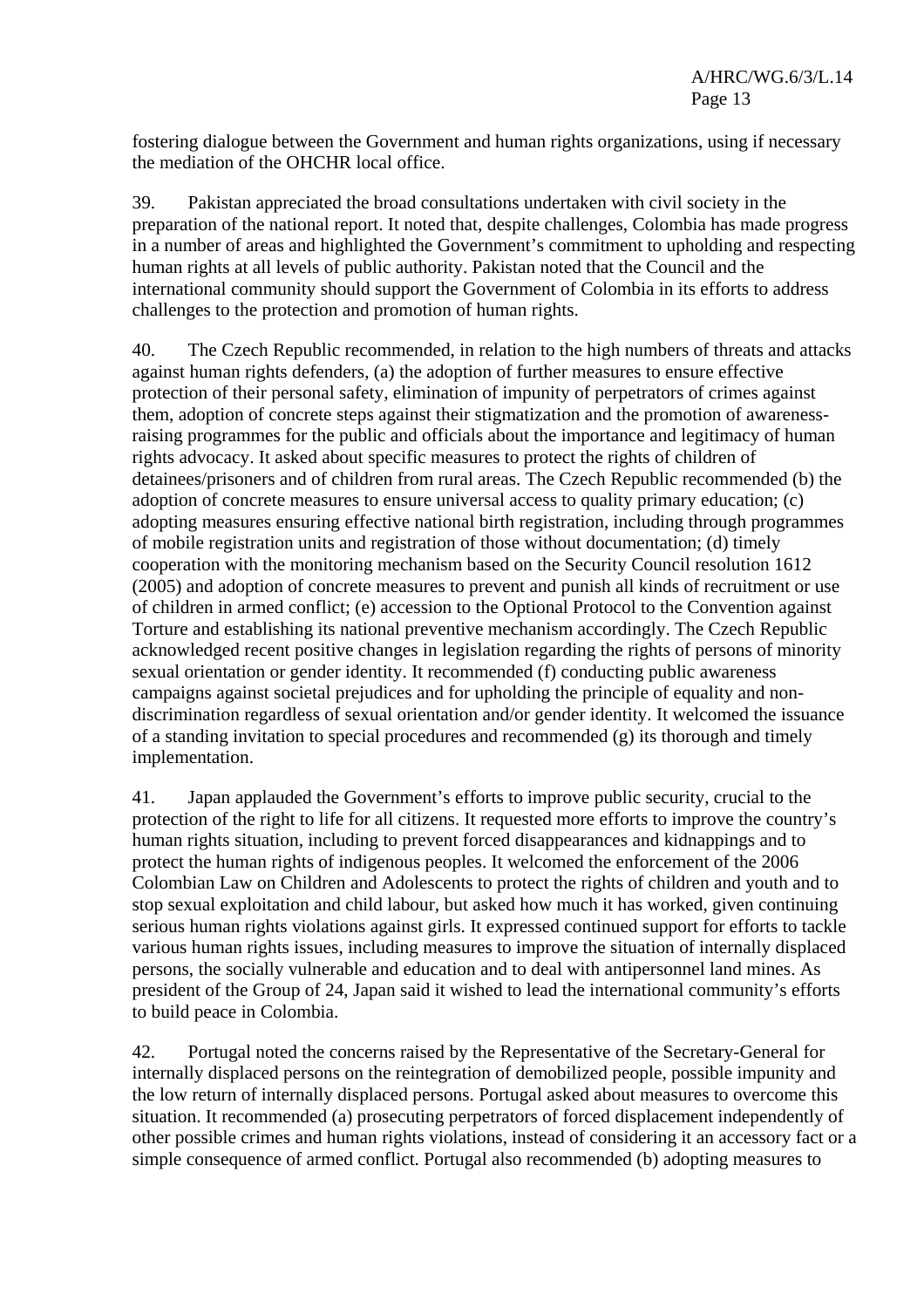fostering dialogue between the Government and human rights organizations, using if necessary the mediation of the OHCHR local office.

39. Pakistan appreciated the broad consultations undertaken with civil society in the preparation of the national report. It noted that, despite challenges, Colombia has made progress in a number of areas and highlighted the Government's commitment to upholding and respecting human rights at all levels of public authority. Pakistan noted that the Council and the international community should support the Government of Colombia in its efforts to address challenges to the protection and promotion of human rights.

40. The Czech Republic recommended, in relation to the high numbers of threats and attacks against human rights defenders, (a) the adoption of further measures to ensure effective protection of their personal safety, elimination of impunity of perpetrators of crimes against them, adoption of concrete steps against their stigmatization and the promotion of awareness-raising programmes for the public and officials about the importance and legitimacy of human rights advocacy. It asked about specific measures to protect the rights of children of detainees/prisoners and of children from rural areas. The Czech Republic recommended (b) the adoption of concrete measures to ensure universal access to quality primary education; (c) adopting measures ensuring effective national birth registration, including through programmes of mobile registration units and registration of those without documentation; (d) timely cooperation with the monitoring mechanism based on the Security Council resolution 1612 (2005) and adoption of concrete measures to prevent and punish all kinds of recruitment or use of children in armed conflict; (e) accession to the Optional Protocol to the Convention against Torture and establishing its national preventive mechanism accordingly. The Czech Republic acknowledged recent positive changes in legislation regarding the rights of persons of minority sexual orientation or gender identity. It recommended (f) conducting public awareness campaigns against societal prejudices and for upholding the principle of equality and non-discrimination regardless of sexual orientation and/or gender identity. It welcomed the issuance of a standing invitation to special procedures and recommended (g) its thorough and timely implementation.

41. Japan applauded the Government's efforts to improve public security, crucial to the protection of the right to life for all citizens. It requested more efforts to improve the country's human rights situation, including to prevent forced disappearances and kidnappings and to protect the human rights of indigenous peoples. It welcomed the enforcement of the 2006 Colombian Law on Children and Adolescents to protect the rights of children and youth and to stop sexual exploitation and child labour, but asked how much it has worked, given continuing serious human rights violations against girls. It expressed continued support for efforts to tackle various human rights issues, including measures to improve the situation of internally displaced persons, the socially vulnerable and education and to deal with antipersonnel land mines. As president of the Group of 24, Japan said it wished to lead the international community's efforts to build peace in Colombia.

42. Portugal noted the concerns raised by the Representative of the Secretary-General for internally displaced persons on the reintegration of demobilized people, possible impunity and the low return of internally displaced persons. Portugal asked about measures to overcome this situation. It recommended (a) prosecuting perpetrators of forced displacement independently of other possible crimes and human rights violations, instead of considering it an accessory fact or a simple consequence of armed conflict. Portugal also recommended (b) adopting measures to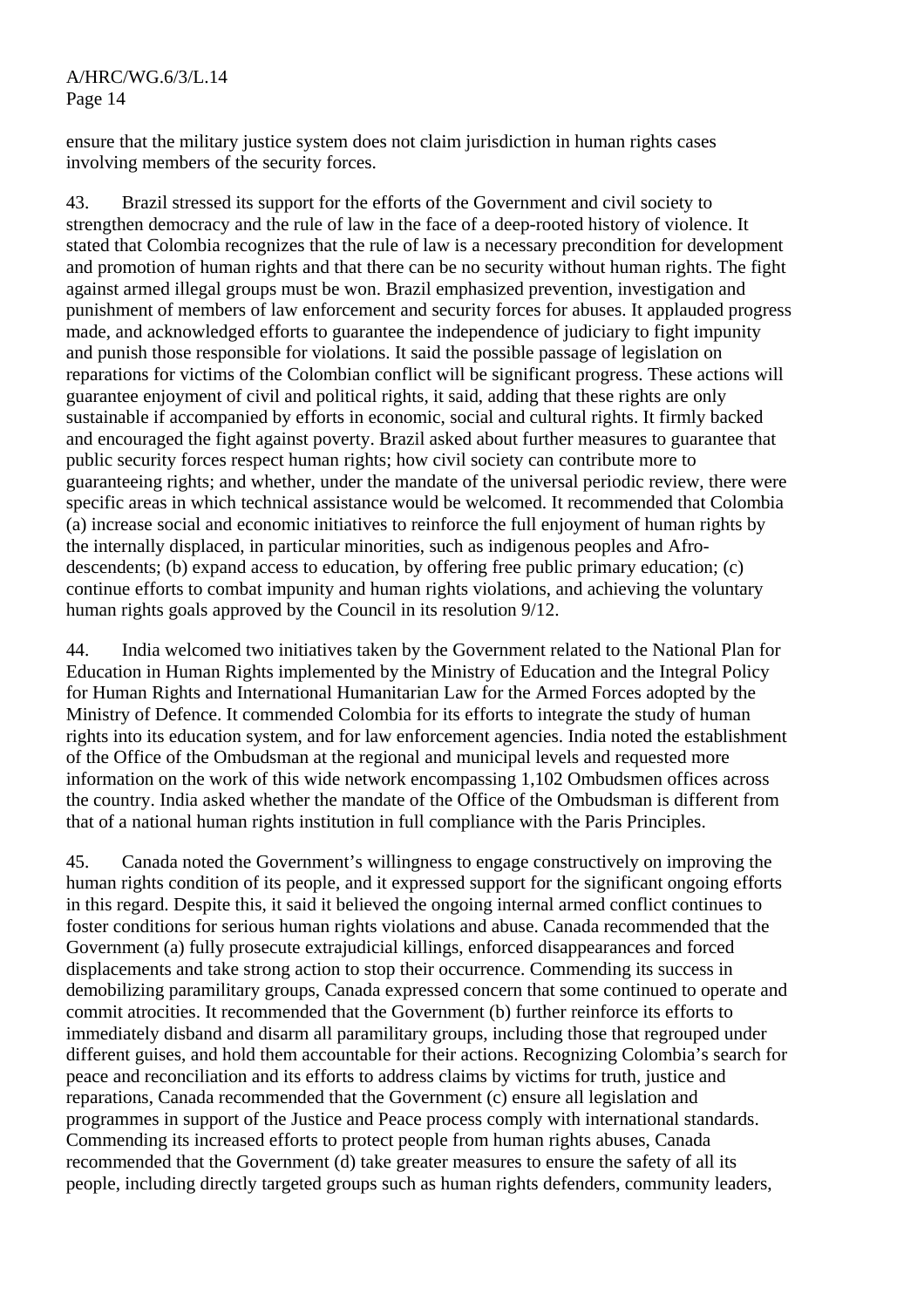ensure that the military justice system does not claim jurisdiction in human rights cases involving members of the security forces.

43. Brazil stressed its support for the efforts of the Government and civil society to strengthen democracy and the rule of law in the face of a deep-rooted history of violence. It stated that Colombia recognizes that the rule of law is a necessary precondition for development and promotion of human rights and that there can be no security without human rights. The fight against armed illegal groups must be won. Brazil emphasized prevention, investigation and punishment of members of law enforcement and security forces for abuses. It applauded progress made, and acknowledged efforts to guarantee the independence of judiciary to fight impunity and punish those responsible for violations. It said the possible passage of legislation on reparations for victims of the Colombian conflict will be significant progress. These actions will guarantee enjoyment of civil and political rights, it said, adding that these rights are only sustainable if accompanied by efforts in economic, social and cultural rights. It firmly backed and encouraged the fight against poverty. Brazil asked about further measures to guarantee that public security forces respect human rights; how civil society can contribute more to guaranteeing rights; and whether, under the mandate of the universal periodic review, there were specific areas in which technical assistance would be welcomed. It recommended that Colombia (a) increase social and economic initiatives to reinforce the full enjoyment of human rights by the internally displaced, in particular minorities, such as indigenous peoples and Afro-descendents; (b) expand access to education, by offering free public primary education; (c) continue efforts to combat impunity and human rights violations, and achieving the voluntary human rights goals approved by the Council in its resolution 9/12.

44. India welcomed two initiatives taken by the Government related to the National Plan for Education in Human Rights implemented by the Ministry of Education and the Integral Policy for Human Rights and International Humanitarian Law for the Armed Forces adopted by the Ministry of Defence. It commended Colombia for its efforts to integrate the study of human rights into its education system, and for law enforcement agencies. India noted the establishment of the Office of the Ombudsman at the regional and municipal levels and requested more information on the work of this wide network encompassing 1,102 Ombudsmen offices across the country. India asked whether the mandate of the Office of the Ombudsman is different from that of a national human rights institution in full compliance with the Paris Principles.

45. Canada noted the Government's willingness to engage constructively on improving the human rights condition of its people, and it expressed support for the significant ongoing efforts in this regard. Despite this, it said it believed the ongoing internal armed conflict continues to foster conditions for serious human rights violations and abuse. Canada recommended that the Government (a) fully prosecute extrajudicial killings, enforced disappearances and forced displacements and take strong action to stop their occurrence. Commending its success in demobilizing paramilitary groups, Canada expressed concern that some continued to operate and commit atrocities. It recommended that the Government (b) further reinforce its efforts to immediately disband and disarm all paramilitary groups, including those that regrouped under different guises, and hold them accountable for their actions. Recognizing Colombia's search for peace and reconciliation and its efforts to address claims by victims for truth, justice and reparations, Canada recommended that the Government (c) ensure all legislation and programmes in support of the Justice and Peace process comply with international standards. Commending its increased efforts to protect people from human rights abuses, Canada recommended that the Government (d) take greater measures to ensure the safety of all its people, including directly targeted groups such as human rights defenders, community leaders,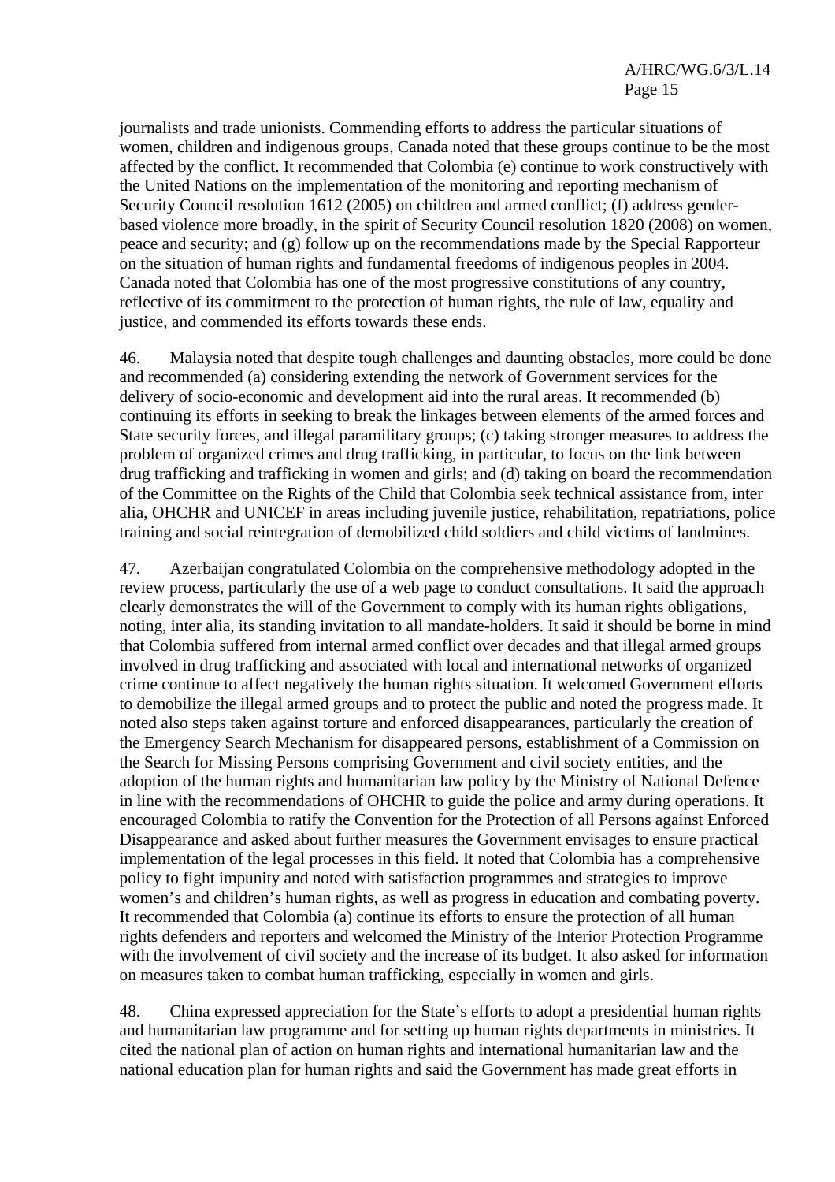journalists and trade unionists. Commending efforts to address the particular situations of women, children and indigenous groups, Canada noted that these groups continue to be the most affected by the conflict. It recommended that Colombia (e) continue to work constructively with the United Nations on the implementation of the monitoring and reporting mechanism of Security Council resolution 1612 (2005) on children and armed conflict; (f) address gender-based violence more broadly, in the spirit of Security Council resolution 1820 (2008) on women, peace and security; and (g) follow up on the recommendations made by the Special Rapporteur on the situation of human rights and fundamental freedoms of indigenous peoples in 2004. Canada noted that Colombia has one of the most progressive constitutions of any country, reflective of its commitment to the protection of human rights, the rule of law, equality and justice, and commended its efforts towards these ends.

46. Malaysia noted that despite tough challenges and daunting obstacles, more could be done and recommended (a) considering extending the network of Government services for the delivery of socio-economic and development aid into the rural areas. It recommended (b) continuing its efforts in seeking to break the linkages between elements of the armed forces and State security forces, and illegal paramilitary groups; (c) taking stronger measures to address the problem of organized crimes and drug trafficking, in particular, to focus on the link between drug trafficking and trafficking in women and girls; and (d) taking on board the recommendation of the Committee on the Rights of the Child that Colombia seek technical assistance from, inter alia, OHCHR and UNICEF in areas including juvenile justice, rehabilitation, repatriations, police training and social reintegration of demobilized child soldiers and child victims of landmines.

47. Azerbaijan congratulated Colombia on the comprehensive methodology adopted in the review process, particularly the use of a web page to conduct consultations. It said the approach clearly demonstrates the will of the Government to comply with its human rights obligations, noting, inter alia, its standing invitation to all mandate-holders. It said it should be borne in mind that Colombia suffered from internal armed conflict over decades and that illegal armed groups involved in drug trafficking and associated with local and international networks of organized crime continue to affect negatively the human rights situation. It welcomed Government efforts to demobilize the illegal armed groups and to protect the public and noted the progress made. It noted also steps taken against torture and enforced disappearances, particularly the creation of the Emergency Search Mechanism for disappeared persons, establishment of a Commission on the Search for Missing Persons comprising Government and civil society entities, and the adoption of the human rights and humanitarian law policy by the Ministry of National Defence in line with the recommendations of OHCHR to guide the police and army during operations. It encouraged Colombia to ratify the Convention for the Protection of all Persons against Enforced Disappearance and asked about further measures the Government envisages to ensure practical implementation of the legal processes in this field. It noted that Colombia has a comprehensive policy to fight impunity and noted with satisfaction programmes and strategies to improve women's and children's human rights, as well as progress in education and combating poverty. It recommended that Colombia (a) continue its efforts to ensure the protection of all human rights defenders and reporters and welcomed the Ministry of the Interior Protection Programme with the involvement of civil society and the increase of its budget. It also asked for information on measures taken to combat human trafficking, especially in women and girls.

48. China expressed appreciation for the State's efforts to adopt a presidential human rights and humanitarian law programme and for setting up human rights departments in ministries. It cited the national plan of action on human rights and international humanitarian law and the national education plan for human rights and said the Government has made great efforts in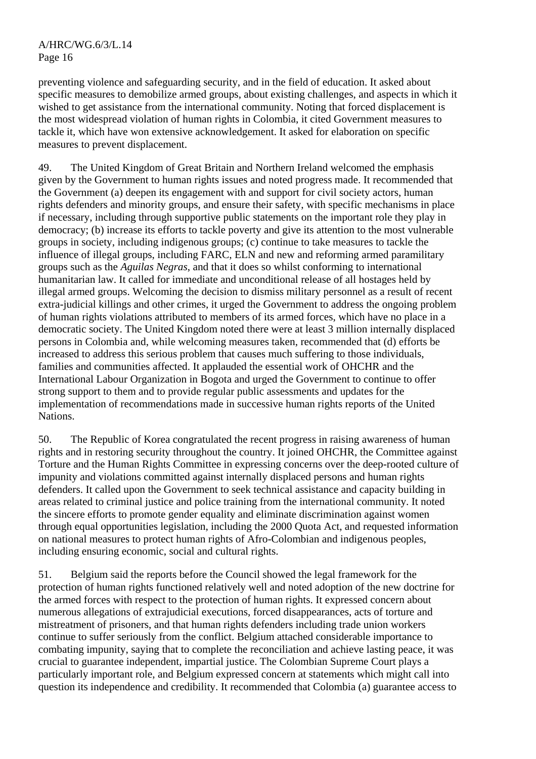preventing violence and safeguarding security, and in the field of education. It asked about specific measures to demobilize armed groups, about existing challenges, and aspects in which it wished to get assistance from the international community. Noting that forced displacement is the most widespread violation of human rights in Colombia, it cited Government measures to tackle it, which have won extensive acknowledgement. It asked for elaboration on specific measures to prevent displacement.

49. The United Kingdom of Great Britain and Northern Ireland welcomed the emphasis given by the Government to human rights issues and noted progress made. It recommended that the Government (a) deepen its engagement with and support for civil society actors, human rights defenders and minority groups, and ensure their safety, with specific mechanisms in place if necessary, including through supportive public statements on the important role they play in democracy; (b) increase its efforts to tackle poverty and give its attention to the most vulnerable groups in society, including indigenous groups; (c) continue to take measures to tackle the influence of illegal groups, including FARC, ELN and new and reforming armed paramilitary groups such as the *Aguilas Negras*, and that it does so whilst conforming to international humanitarian law. It called for immediate and unconditional release of all hostages held by illegal armed groups. Welcoming the decision to dismiss military personnel as a result of recent extra-judicial killings and other crimes, it urged the Government to address the ongoing problem of human rights violations attributed to members of its armed forces, which have no place in a democratic society. The United Kingdom noted there were at least 3 million internally displaced persons in Colombia and, while welcoming measures taken, recommended that (d) efforts be increased to address this serious problem that causes much suffering to those individuals, families and communities affected. It applauded the essential work of OHCHR and the International Labour Organization in Bogota and urged the Government to continue to offer strong support to them and to provide regular public assessments and updates for the implementation of recommendations made in successive human rights reports of the United Nations.

50. The Republic of Korea congratulated the recent progress in raising awareness of human rights and in restoring security throughout the country. It joined OHCHR, the Committee against Torture and the Human Rights Committee in expressing concerns over the deep-rooted culture of impunity and violations committed against internally displaced persons and human rights defenders. It called upon the Government to seek technical assistance and capacity building in areas related to criminal justice and police training from the international community. It noted the sincere efforts to promote gender equality and eliminate discrimination against women through equal opportunities legislation, including the 2000 Quota Act, and requested information on national measures to protect human rights of Afro-Colombian and indigenous peoples, including ensuring economic, social and cultural rights.

51. Belgium said the reports before the Council showed the legal framework for the protection of human rights functioned relatively well and noted adoption of the new doctrine for the armed forces with respect to the protection of human rights. It expressed concern about numerous allegations of extrajudicial executions, forced disappearances, acts of torture and mistreatment of prisoners, and that human rights defenders including trade union workers continue to suffer seriously from the conflict. Belgium attached considerable importance to combating impunity, saying that to complete the reconciliation and achieve lasting peace, it was crucial to guarantee independent, impartial justice. The Colombian Supreme Court plays a particularly important role, and Belgium expressed concern at statements which might call into question its independence and credibility. It recommended that Colombia (a) guarantee access to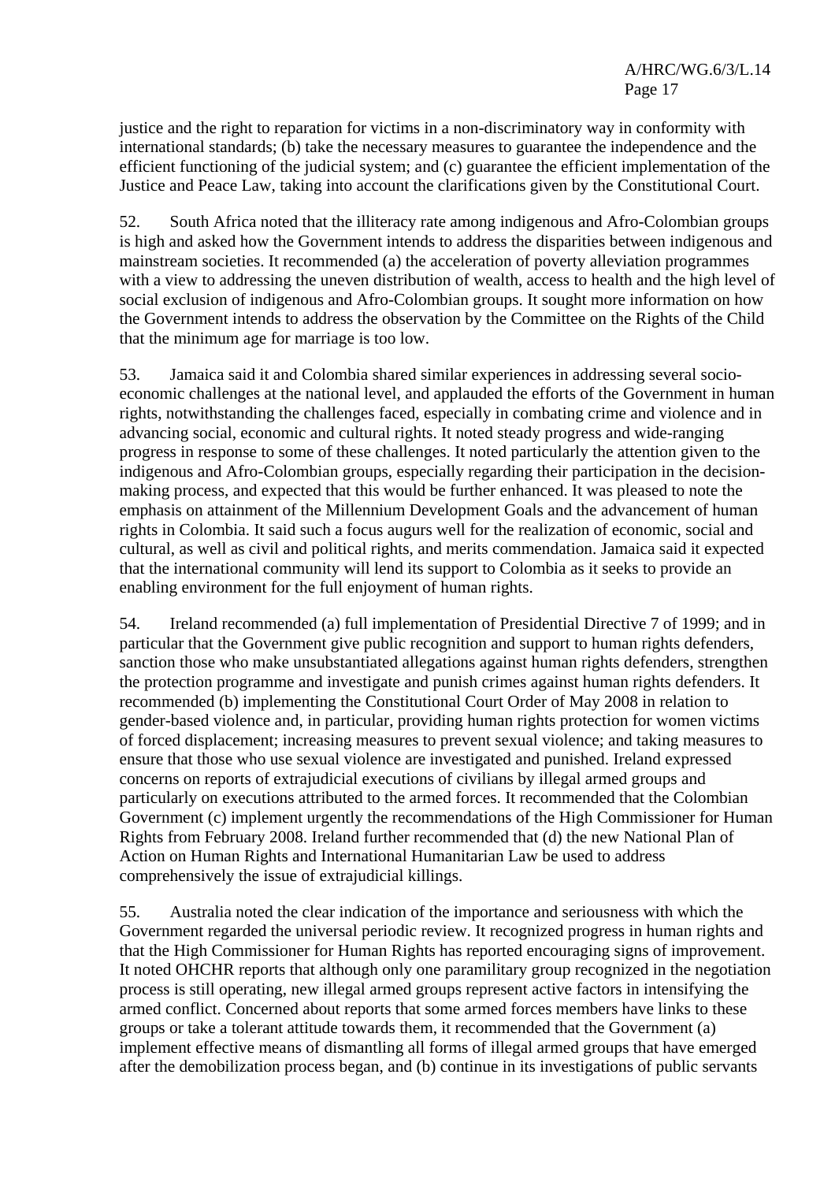justice and the right to reparation for victims in a non-discriminatory way in conformity with international standards; (b) take the necessary measures to guarantee the independence and the efficient functioning of the judicial system; and (c) guarantee the efficient implementation of the Justice and Peace Law, taking into account the clarifications given by the Constitutional Court.

52. South Africa noted that the illiteracy rate among indigenous and Afro-Colombian groups is high and asked how the Government intends to address the disparities between indigenous and mainstream societies. It recommended (a) the acceleration of poverty alleviation programmes with a view to addressing the uneven distribution of wealth, access to health and the high level of social exclusion of indigenous and Afro-Colombian groups. It sought more information on how the Government intends to address the observation by the Committee on the Rights of the Child that the minimum age for marriage is too low.

53. Jamaica said it and Colombia shared similar experiences in addressing several socio-economic challenges at the national level, and applauded the efforts of the Government in human rights, notwithstanding the challenges faced, especially in combating crime and violence and in advancing social, economic and cultural rights. It noted steady progress and wide-ranging progress in response to some of these challenges. It noted particularly the attention given to the indigenous and Afro-Colombian groups, especially regarding their participation in the decision-making process, and expected that this would be further enhanced. It was pleased to note the emphasis on attainment of the Millennium Development Goals and the advancement of human rights in Colombia. It said such a focus augurs well for the realization of economic, social and cultural, as well as civil and political rights, and merits commendation. Jamaica said it expected that the international community will lend its support to Colombia as it seeks to provide an enabling environment for the full enjoyment of human rights.

54. Ireland recommended (a) full implementation of Presidential Directive 7 of 1999; and in particular that the Government give public recognition and support to human rights defenders, sanction those who make unsubstantiated allegations against human rights defenders, strengthen the protection programme and investigate and punish crimes against human rights defenders. It recommended (b) implementing the Constitutional Court Order of May 2008 in relation to gender-based violence and, in particular, providing human rights protection for women victims of forced displacement; increasing measures to prevent sexual violence; and taking measures to ensure that those who use sexual violence are investigated and punished. Ireland expressed concerns on reports of extrajudicial executions of civilians by illegal armed groups and particularly on executions attributed to the armed forces. It recommended that the Colombian Government (c) implement urgently the recommendations of the High Commissioner for Human Rights from February 2008. Ireland further recommended that (d) the new National Plan of Action on Human Rights and International Humanitarian Law be used to address comprehensively the issue of extrajudicial killings.

55. Australia noted the clear indication of the importance and seriousness with which the Government regarded the universal periodic review. It recognized progress in human rights and that the High Commissioner for Human Rights has reported encouraging signs of improvement. It noted OHCHR reports that although only one paramilitary group recognized in the negotiation process is still operating, new illegal armed groups represent active factors in intensifying the armed conflict. Concerned about reports that some armed forces members have links to these groups or take a tolerant attitude towards them, it recommended that the Government (a) implement effective means of dismantling all forms of illegal armed groups that have emerged after the demobilization process began, and (b) continue in its investigations of public servants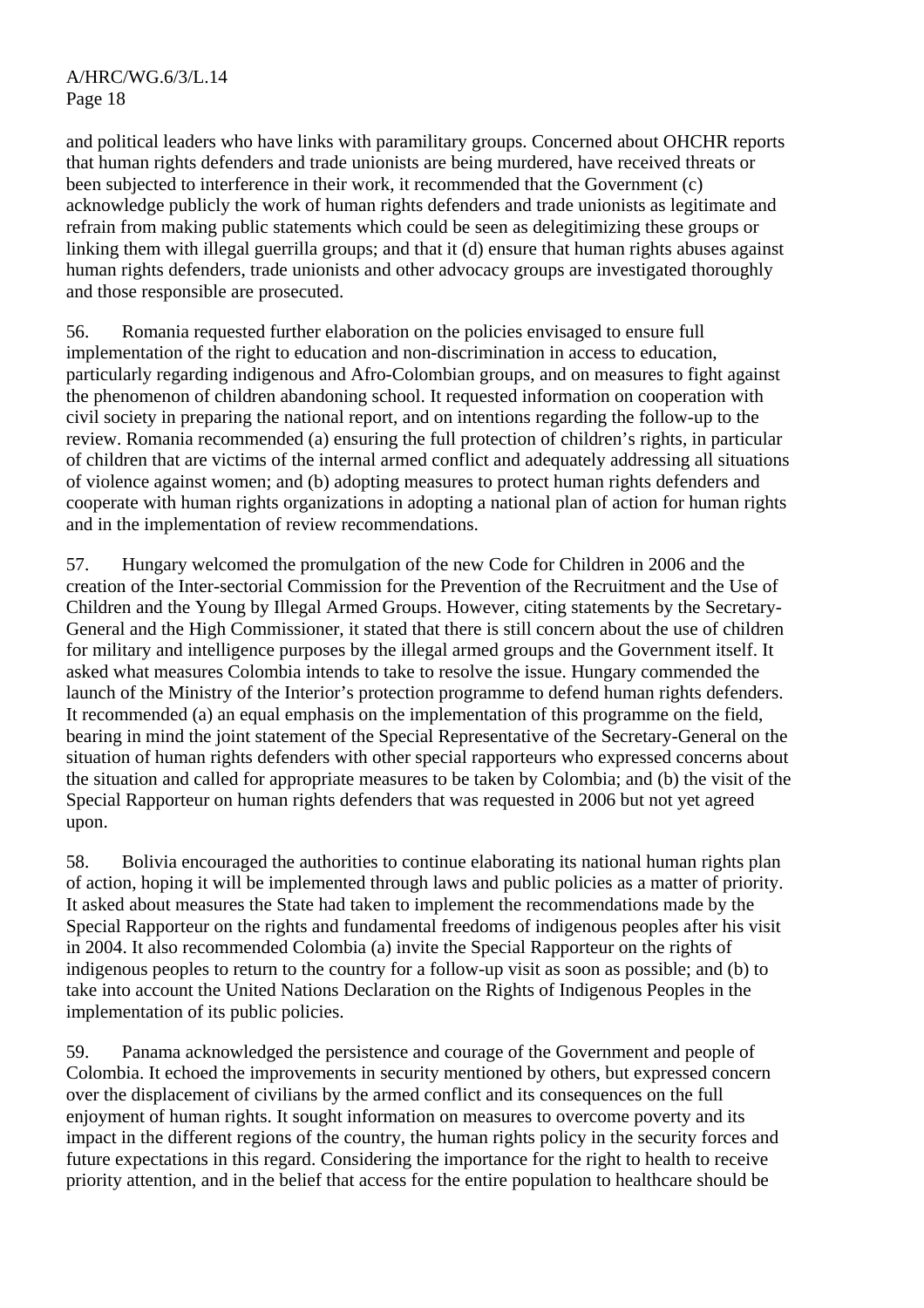and political leaders who have links with paramilitary groups. Concerned about OHCHR reports that human rights defenders and trade unionists are being murdered, have received threats or been subjected to interference in their work, it recommended that the Government (c) acknowledge publicly the work of human rights defenders and trade unionists as legitimate and refrain from making public statements which could be seen as delegitimizing these groups or linking them with illegal guerrilla groups; and that it (d) ensure that human rights abuses against human rights defenders, trade unionists and other advocacy groups are investigated thoroughly and those responsible are prosecuted.

56. Romania requested further elaboration on the policies envisaged to ensure full implementation of the right to education and non-discrimination in access to education, particularly regarding indigenous and Afro-Colombian groups, and on measures to fight against the phenomenon of children abandoning school. It requested information on cooperation with civil society in preparing the national report, and on intentions regarding the follow-up to the review. Romania recommended (a) ensuring the full protection of children's rights, in particular of children that are victims of the internal armed conflict and adequately addressing all situations of violence against women; and (b) adopting measures to protect human rights defenders and cooperate with human rights organizations in adopting a national plan of action for human rights and in the implementation of review recommendations.

57. Hungary welcomed the promulgation of the new Code for Children in 2006 and the creation of the Inter-sectorial Commission for the Prevention of the Recruitment and the Use of Children and the Young by Illegal Armed Groups. However, citing statements by the Secretary-General and the High Commissioner, it stated that there is still concern about the use of children for military and intelligence purposes by the illegal armed groups and the Government itself. It asked what measures Colombia intends to take to resolve the issue. Hungary commended the launch of the Ministry of the Interior's protection programme to defend human rights defenders. It recommended (a) an equal emphasis on the implementation of this programme on the field, bearing in mind the joint statement of the Special Representative of the Secretary-General on the situation of human rights defenders with other special rapporteurs who expressed concerns about the situation and called for appropriate measures to be taken by Colombia; and (b) the visit of the Special Rapporteur on human rights defenders that was requested in 2006 but not yet agreed upon.

58. Bolivia encouraged the authorities to continue elaborating its national human rights plan of action, hoping it will be implemented through laws and public policies as a matter of priority. It asked about measures the State had taken to implement the recommendations made by the Special Rapporteur on the rights and fundamental freedoms of indigenous peoples after his visit in 2004. It also recommended Colombia (a) invite the Special Rapporteur on the rights of indigenous peoples to return to the country for a follow-up visit as soon as possible; and (b) to take into account the United Nations Declaration on the Rights of Indigenous Peoples in the implementation of its public policies.

59. Panama acknowledged the persistence and courage of the Government and people of Colombia. It echoed the improvements in security mentioned by others, but expressed concern over the displacement of civilians by the armed conflict and its consequences on the full enjoyment of human rights. It sought information on measures to overcome poverty and its impact in the different regions of the country, the human rights policy in the security forces and future expectations in this regard. Considering the importance for the right to health to receive priority attention, and in the belief that access for the entire population to healthcare should be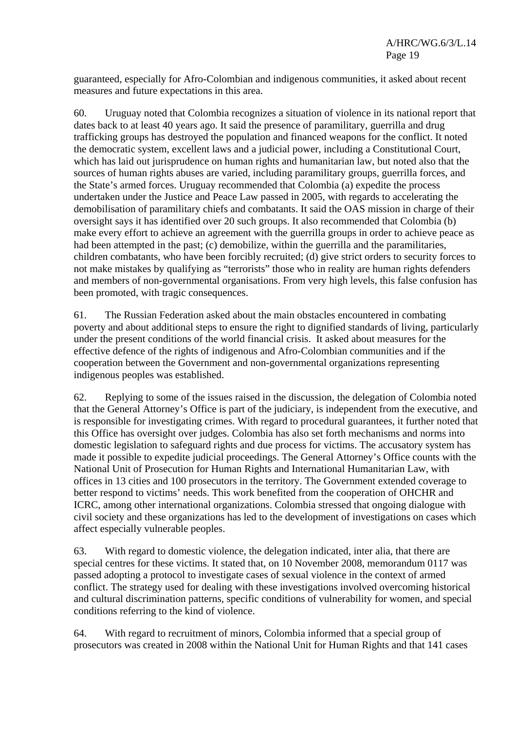guaranteed, especially for Afro-Colombian and indigenous communities, it asked about recent measures and future expectations in this area.

60. Uruguay noted that Colombia recognizes a situation of violence in its national report that dates back to at least 40 years ago. It said the presence of paramilitary, guerrilla and drug trafficking groups has destroyed the population and financed weapons for the conflict. It noted the democratic system, excellent laws and a judicial power, including a Constitutional Court, which has laid out jurisprudence on human rights and humanitarian law, but noted also that the sources of human rights abuses are varied, including paramilitary groups, guerrilla forces, and the State's armed forces. Uruguay recommended that Colombia (a) expedite the process undertaken under the Justice and Peace Law passed in 2005, with regards to accelerating the demobilisation of paramilitary chiefs and combatants. It said the OAS mission in charge of their oversight says it has identified over 20 such groups. It also recommended that Colombia (b) make every effort to achieve an agreement with the guerrilla groups in order to achieve peace as had been attempted in the past; (c) demobilize, within the guerrilla and the paramilitaries, children combatants, who have been forcibly recruited; (d) give strict orders to security forces to not make mistakes by qualifying as "terrorists" those who in reality are human rights defenders and members of non-governmental organisations. From very high levels, this false confusion has been promoted, with tragic consequences.

61. The Russian Federation asked about the main obstacles encountered in combating poverty and about additional steps to ensure the right to dignified standards of living, particularly under the present conditions of the world financial crisis. It asked about measures for the effective defence of the rights of indigenous and Afro-Colombian communities and if the cooperation between the Government and non-governmental organizations representing indigenous peoples was established.

62. Replying to some of the issues raised in the discussion, the delegation of Colombia noted that the General Attorney's Office is part of the judiciary, is independent from the executive, and is responsible for investigating crimes. With regard to procedural guarantees, it further noted that this Office has oversight over judges. Colombia has also set forth mechanisms and norms into domestic legislation to safeguard rights and due process for victims. The accusatory system has made it possible to expedite judicial proceedings. The General Attorney's Office counts with the National Unit of Prosecution for Human Rights and International Humanitarian Law, with offices in 13 cities and 100 prosecutors in the territory. The Government extended coverage to better respond to victims' needs. This work benefited from the cooperation of OHCHR and ICRC, among other international organizations. Colombia stressed that ongoing dialogue with civil society and these organizations has led to the development of investigations on cases which affect especially vulnerable peoples.

63. With regard to domestic violence, the delegation indicated, inter alia, that there are special centres for these victims. It stated that, on 10 November 2008, memorandum 0117 was passed adopting a protocol to investigate cases of sexual violence in the context of armed conflict. The strategy used for dealing with these investigations involved overcoming historical and cultural discrimination patterns, specific conditions of vulnerability for women, and special conditions referring to the kind of violence.

64. With regard to recruitment of minors, Colombia informed that a special group of prosecutors was created in 2008 within the National Unit for Human Rights and that 141 cases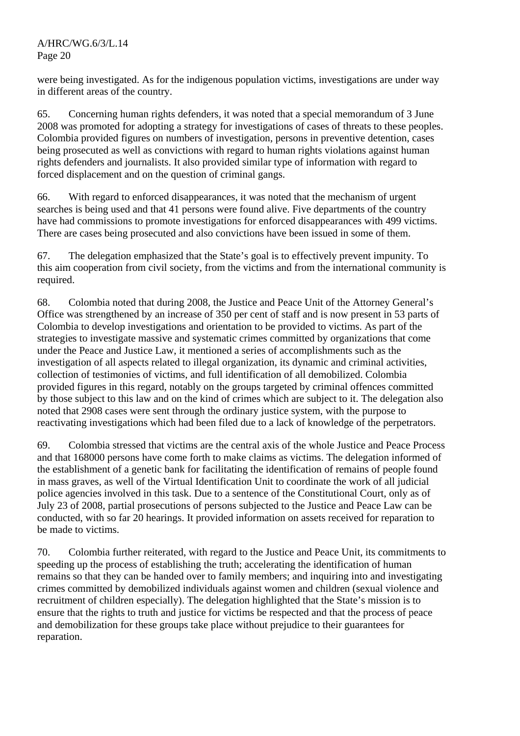were being investigated. As for the indigenous population victims, investigations are under way in different areas of the country.

65. Concerning human rights defenders, it was noted that a special memorandum of 3 June 2008 was promoted for adopting a strategy for investigations of cases of threats to these peoples. Colombia provided figures on numbers of investigation, persons in preventive detention, cases being prosecuted as well as convictions with regard to human rights violations against human rights defenders and journalists. It also provided similar type of information with regard to forced displacement and on the question of criminal gangs.

66. With regard to enforced disappearances, it was noted that the mechanism of urgent searches is being used and that 41 persons were found alive. Five departments of the country have had commissions to promote investigations for enforced disappearances with 499 victims. There are cases being prosecuted and also convictions have been issued in some of them.

67. The delegation emphasized that the State's goal is to effectively prevent impunity. To this aim cooperation from civil society, from the victims and from the international community is required.

68. Colombia noted that during 2008, the Justice and Peace Unit of the Attorney General's Office was strengthened by an increase of 350 per cent of staff and is now present in 53 parts of Colombia to develop investigations and orientation to be provided to victims. As part of the strategies to investigate massive and systematic crimes committed by organizations that come under the Peace and Justice Law, it mentioned a series of accomplishments such as the investigation of all aspects related to illegal organization, its dynamic and criminal activities, collection of testimonies of victims, and full identification of all demobilized. Colombia provided figures in this regard, notably on the groups targeted by criminal offences committed by those subject to this law and on the kind of crimes which are subject to it. The delegation also noted that 2908 cases were sent through the ordinary justice system, with the purpose to reactivating investigations which had been filed due to a lack of knowledge of the perpetrators.

69. Colombia stressed that victims are the central axis of the whole Justice and Peace Process and that 168000 persons have come forth to make claims as victims. The delegation informed of the establishment of a genetic bank for facilitating the identification of remains of people found in mass graves, as well of the Virtual Identification Unit to coordinate the work of all judicial police agencies involved in this task. Due to a sentence of the Constitutional Court, only as of July 23 of 2008, partial prosecutions of persons subjected to the Justice and Peace Law can be conducted, with so far 20 hearings. It provided information on assets received for reparation to be made to victims.

70. Colombia further reiterated, with regard to the Justice and Peace Unit, its commitments to speeding up the process of establishing the truth; accelerating the identification of human remains so that they can be handed over to family members; and inquiring into and investigating crimes committed by demobilized individuals against women and children (sexual violence and recruitment of children especially). The delegation highlighted that the State's mission is to ensure that the rights to truth and justice for victims be respected and that the process of peace and demobilization for these groups take place without prejudice to their guarantees for reparation.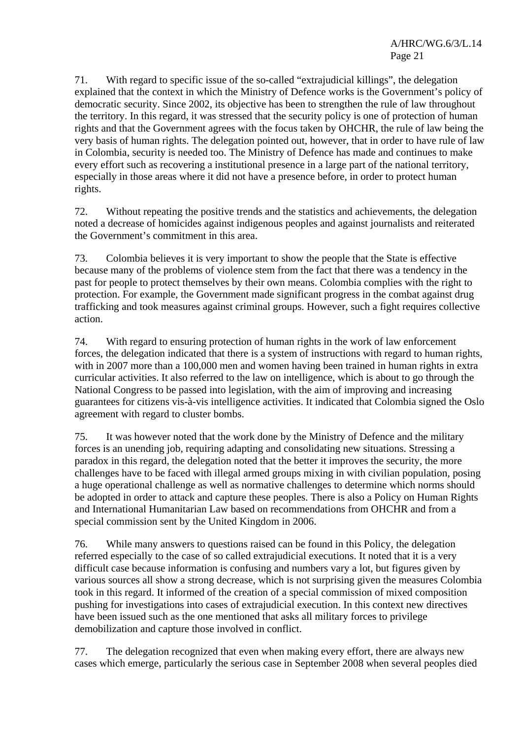71. With regard to specific issue of the so-called "extrajudicial killings", the delegation explained that the context in which the Ministry of Defence works is the Government's policy of democratic security. Since 2002, its objective has been to strengthen the rule of law throughout the territory. In this regard, it was stressed that the security policy is one of protection of human rights and that the Government agrees with the focus taken by OHCHR, the rule of law being the very basis of human rights. The delegation pointed out, however, that in order to have rule of law in Colombia, security is needed too. The Ministry of Defence has made and continues to make every effort such as recovering a institutional presence in a large part of the national territory, especially in those areas where it did not have a presence before, in order to protect human rights.

72. Without repeating the positive trends and the statistics and achievements, the delegation noted a decrease of homicides against indigenous peoples and against journalists and reiterated the Government's commitment in this area.

73. Colombia believes it is very important to show the people that the State is effective because many of the problems of violence stem from the fact that there was a tendency in the past for people to protect themselves by their own means. Colombia complies with the right to protection. For example, the Government made significant progress in the combat against drug trafficking and took measures against criminal groups. However, such a fight requires collective action.

74. With regard to ensuring protection of human rights in the work of law enforcement forces, the delegation indicated that there is a system of instructions with regard to human rights, with in 2007 more than a 100,000 men and women having been trained in human rights in extra curricular activities. It also referred to the law on intelligence, which is about to go through the National Congress to be passed into legislation, with the aim of improving and increasing guarantees for citizens vis-à-vis intelligence activities. It indicated that Colombia signed the Oslo agreement with regard to cluster bombs.

75. It was however noted that the work done by the Ministry of Defence and the military forces is an unending job, requiring adapting and consolidating new situations. Stressing a paradox in this regard, the delegation noted that the better it improves the security, the more challenges have to be faced with illegal armed groups mixing in with civilian population, posing a huge operational challenge as well as normative challenges to determine which norms should be adopted in order to attack and capture these peoples. There is also a Policy on Human Rights and International Humanitarian Law based on recommendations from OHCHR and from a special commission sent by the United Kingdom in 2006.

76. While many answers to questions raised can be found in this Policy, the delegation referred especially to the case of so called extrajudicial executions. It noted that it is a very difficult case because information is confusing and numbers vary a lot, but figures given by various sources all show a strong decrease, which is not surprising given the measures Colombia took in this regard. It informed of the creation of a special commission of mixed composition pushing for investigations into cases of extrajudicial execution. In this context new directives have been issued such as the one mentioned that asks all military forces to privilege demobilization and capture those involved in conflict.

77. The delegation recognized that even when making every effort, there are always new cases which emerge, particularly the serious case in September 2008 when several peoples died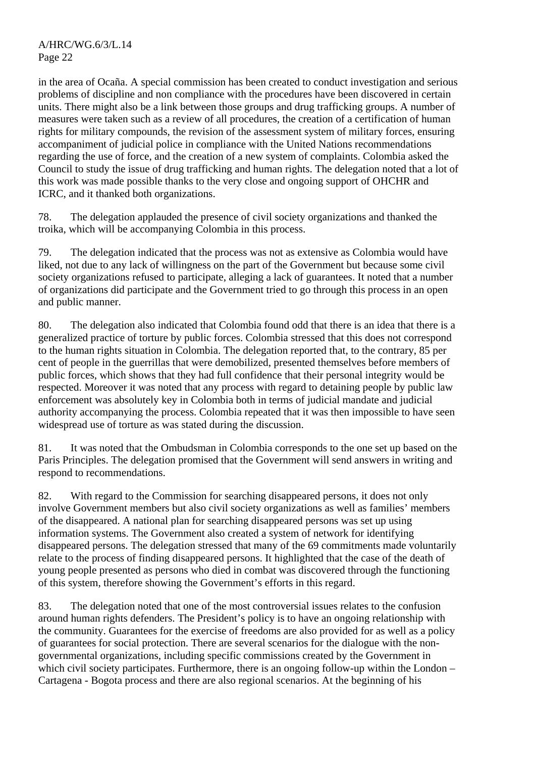in the area of Ocaña. A special commission has been created to conduct investigation and serious problems of discipline and non compliance with the procedures have been discovered in certain units. There might also be a link between those groups and drug trafficking groups. A number of measures were taken such as a review of all procedures, the creation of a certification of human rights for military compounds, the revision of the assessment system of military forces, ensuring accompaniment of judicial police in compliance with the United Nations recommendations regarding the use of force, and the creation of a new system of complaints. Colombia asked the Council to study the issue of drug trafficking and human rights. The delegation noted that a lot of this work was made possible thanks to the very close and ongoing support of OHCHR and ICRC, and it thanked both organizations.

78. The delegation applauded the presence of civil society organizations and thanked the troika, which will be accompanying Colombia in this process.

79. The delegation indicated that the process was not as extensive as Colombia would have liked, not due to any lack of willingness on the part of the Government but because some civil society organizations refused to participate, alleging a lack of guarantees. It noted that a number of organizations did participate and the Government tried to go through this process in an open and public manner.

80. The delegation also indicated that Colombia found odd that there is an idea that there is a generalized practice of torture by public forces. Colombia stressed that this does not correspond to the human rights situation in Colombia. The delegation reported that, to the contrary, 85 per cent of people in the guerrillas that were demobilized, presented themselves before members of public forces, which shows that they had full confidence that their personal integrity would be respected. Moreover it was noted that any process with regard to detaining people by public law enforcement was absolutely key in Colombia both in terms of judicial mandate and judicial authority accompanying the process. Colombia repeated that it was then impossible to have seen widespread use of torture as was stated during the discussion.

81. It was noted that the Ombudsman in Colombia corresponds to the one set up based on the Paris Principles. The delegation promised that the Government will send answers in writing and respond to recommendations.

82. With regard to the Commission for searching disappeared persons, it does not only involve Government members but also civil society organizations as well as families' members of the disappeared. A national plan for searching disappeared persons was set up using information systems. The Government also created a system of network for identifying disappeared persons. The delegation stressed that many of the 69 commitments made voluntarily relate to the process of finding disappeared persons. It highlighted that the case of the death of young people presented as persons who died in combat was discovered through the functioning of this system, therefore showing the Government's efforts in this regard.

83. The delegation noted that one of the most controversial issues relates to the confusion around human rights defenders. The President's policy is to have an ongoing relationship with the community. Guarantees for the exercise of freedoms are also provided for as well as a policy of guarantees for social protection. There are several scenarios for the dialogue with the non-governmental organizations, including specific commissions created by the Government in which civil society participates. Furthermore, there is an ongoing follow-up within the London – Cartagena - Bogota process and there are also regional scenarios. At the beginning of his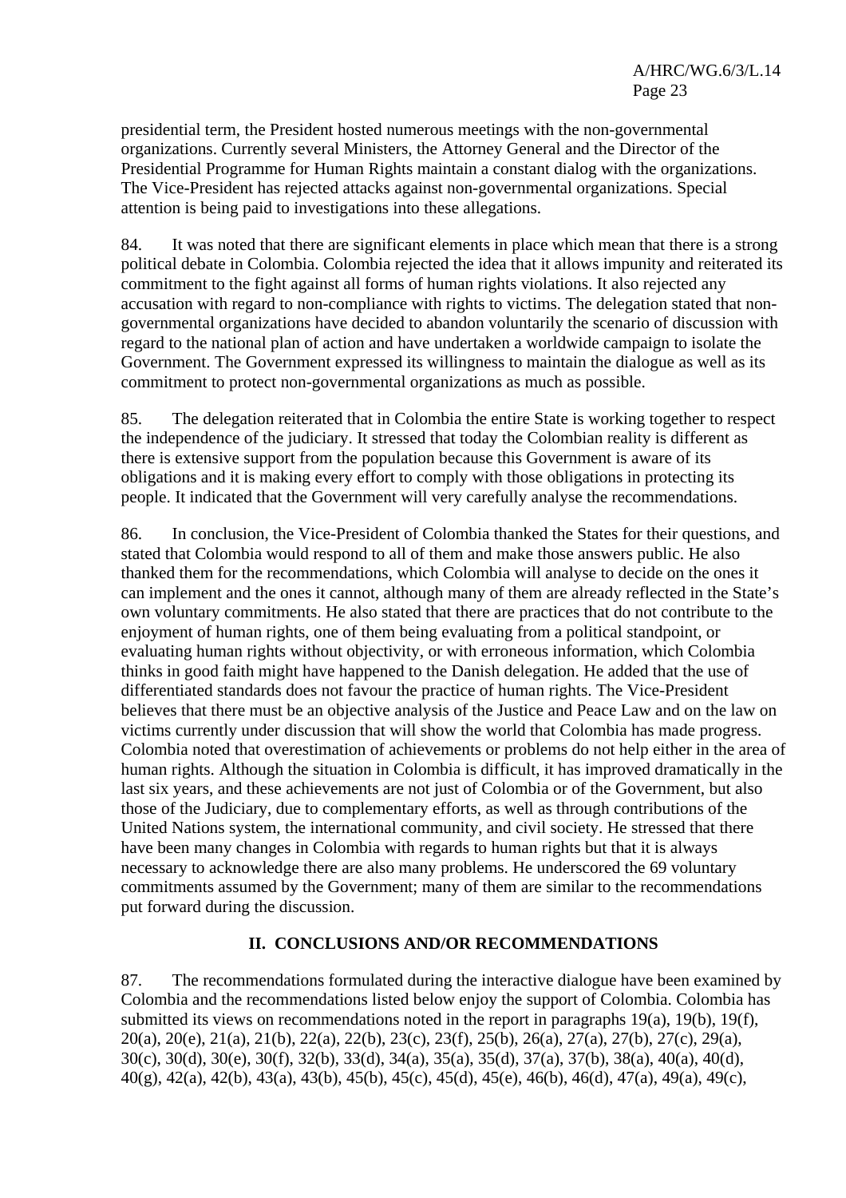presidential term, the President hosted numerous meetings with the non-governmental organizations. Currently several Ministers, the Attorney General and the Director of the Presidential Programme for Human Rights maintain a constant dialog with the organizations. The Vice-President has rejected attacks against non-governmental organizations. Special attention is being paid to investigations into these allegations.

84. It was noted that there are significant elements in place which mean that there is a strong political debate in Colombia. Colombia rejected the idea that it allows impunity and reiterated its commitment to the fight against all forms of human rights violations. It also rejected any accusation with regard to non-compliance with rights to victims. The delegation stated that non-governmental organizations have decided to abandon voluntarily the scenario of discussion with regard to the national plan of action and have undertaken a worldwide campaign to isolate the Government. The Government expressed its willingness to maintain the dialogue as well as its commitment to protect non-governmental organizations as much as possible.

85. The delegation reiterated that in Colombia the entire State is working together to respect the independence of the judiciary. It stressed that today the Colombian reality is different as there is extensive support from the population because this Government is aware of its obligations and it is making every effort to comply with those obligations in protecting its people. It indicated that the Government will very carefully analyse the recommendations.

86. In conclusion, the Vice-President of Colombia thanked the States for their questions, and stated that Colombia would respond to all of them and make those answers public. He also thanked them for the recommendations, which Colombia will analyse to decide on the ones it can implement and the ones it cannot, although many of them are already reflected in the State's own voluntary commitments. He also stated that there are practices that do not contribute to the enjoyment of human rights, one of them being evaluating from a political standpoint, or evaluating human rights without objectivity, or with erroneous information, which Colombia thinks in good faith might have happened to the Danish delegation. He added that the use of differentiated standards does not favour the practice of human rights. The Vice-President believes that there must be an objective analysis of the Justice and Peace Law and on the law on victims currently under discussion that will show the world that Colombia has made progress. Colombia noted that overestimation of achievements or problems do not help either in the area of human rights. Although the situation in Colombia is difficult, it has improved dramatically in the last six years, and these achievements are not just of Colombia or of the Government, but also those of the Judiciary, due to complementary efforts, as well as through contributions of the United Nations system, the international community, and civil society. He stressed that there have been many changes in Colombia with regards to human rights but that it is always necessary to acknowledge there are also many problems. He underscored the 69 voluntary commitments assumed by the Government; many of them are similar to the recommendations put forward during the discussion.

## II. CONCLUSIONS AND/OR RECOMMENDATIONS

87. The recommendations formulated during the interactive dialogue have been examined by Colombia and the recommendations listed below enjoy the support of Colombia. Colombia has submitted its views on recommendations noted in the report in paragraphs 19(a), 19(b), 19(f), 20(a), 20(e), 21(a), 21(b), 22(a), 22(b), 23(c), 23(f), 25(b), 26(a), 27(a), 27(b), 27(c), 29(a), 30(c), 30(d), 30(e), 30(f), 32(b), 33(d), 34(a), 35(a), 35(d), 37(a), 37(b), 38(a), 40(a), 40(d), 40(g), 42(a), 42(b), 43(a), 43(b), 45(b), 45(c), 45(d), 45(e), 46(b), 46(d), 47(a), 49(a), 49(c),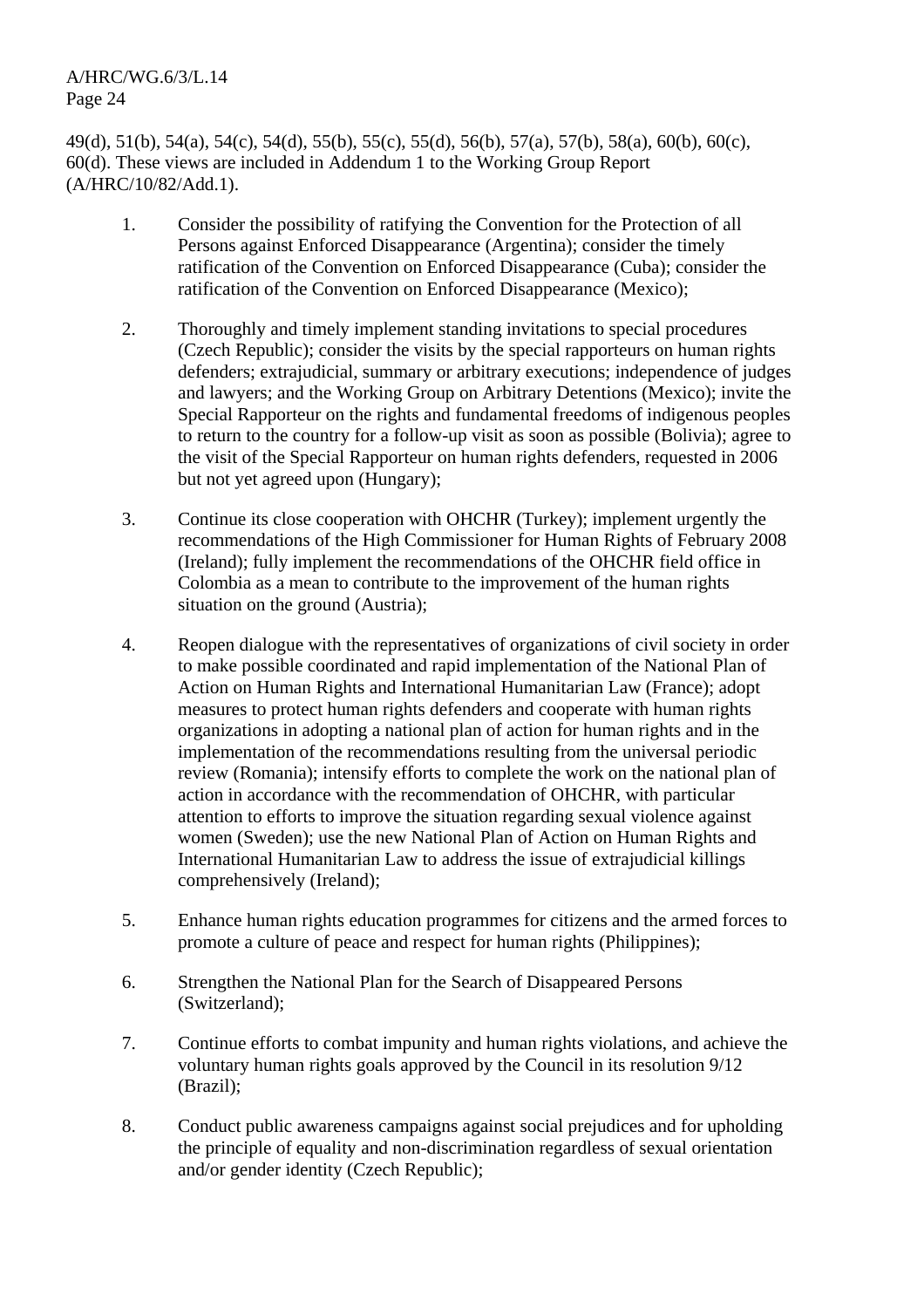49(d), 51(b), 54(a), 54(c), 54(d), 55(b), 55(c), 55(d), 56(b), 57(a), 57(b), 58(a), 60(b), 60(c), 60(d). These views are included in Addendum 1 to the Working Group Report (A/HRC/10/82/Add.1).

1. Consider the possibility of ratifying the Convention for the Protection of all Persons against Enforced Disappearance (Argentina); consider the timely ratification of the Convention on Enforced Disappearance (Cuba); consider the ratification of the Convention on Enforced Disappearance (Mexico);

2. Thoroughly and timely implement standing invitations to special procedures (Czech Republic); consider the visits by the special rapporteurs on human rights defenders; extrajudicial, summary or arbitrary executions; independence of judges and lawyers; and the Working Group on Arbitrary Detentions (Mexico); invite the Special Rapporteur on the rights and fundamental freedoms of indigenous peoples to return to the country for a follow-up visit as soon as possible (Bolivia); agree to the visit of the Special Rapporteur on human rights defenders, requested in 2006 but not yet agreed upon (Hungary);

3. Continue its close cooperation with OHCHR (Turkey); implement urgently the recommendations of the High Commissioner for Human Rights of February 2008 (Ireland); fully implement the recommendations of the OHCHR field office in Colombia as a mean to contribute to the improvement of the human rights situation on the ground (Austria);

4. Reopen dialogue with the representatives of organizations of civil society in order to make possible coordinated and rapid implementation of the National Plan of Action on Human Rights and International Humanitarian Law (France); adopt measures to protect human rights defenders and cooperate with human rights organizations in adopting a national plan of action for human rights and in the implementation of the recommendations resulting from the universal periodic review (Romania); intensify efforts to complete the work on the national plan of action in accordance with the recommendation of OHCHR, with particular attention to efforts to improve the situation regarding sexual violence against women (Sweden); use the new National Plan of Action on Human Rights and International Humanitarian Law to address the issue of extrajudicial killings comprehensively (Ireland);

5. Enhance human rights education programmes for citizens and the armed forces to promote a culture of peace and respect for human rights (Philippines);

6. Strengthen the National Plan for the Search of Disappeared Persons (Switzerland);

7. Continue efforts to combat impunity and human rights violations, and achieve the voluntary human rights goals approved by the Council in its resolution 9/12 (Brazil);

8. Conduct public awareness campaigns against social prejudices and for upholding the principle of equality and non-discrimination regardless of sexual orientation and/or gender identity (Czech Republic);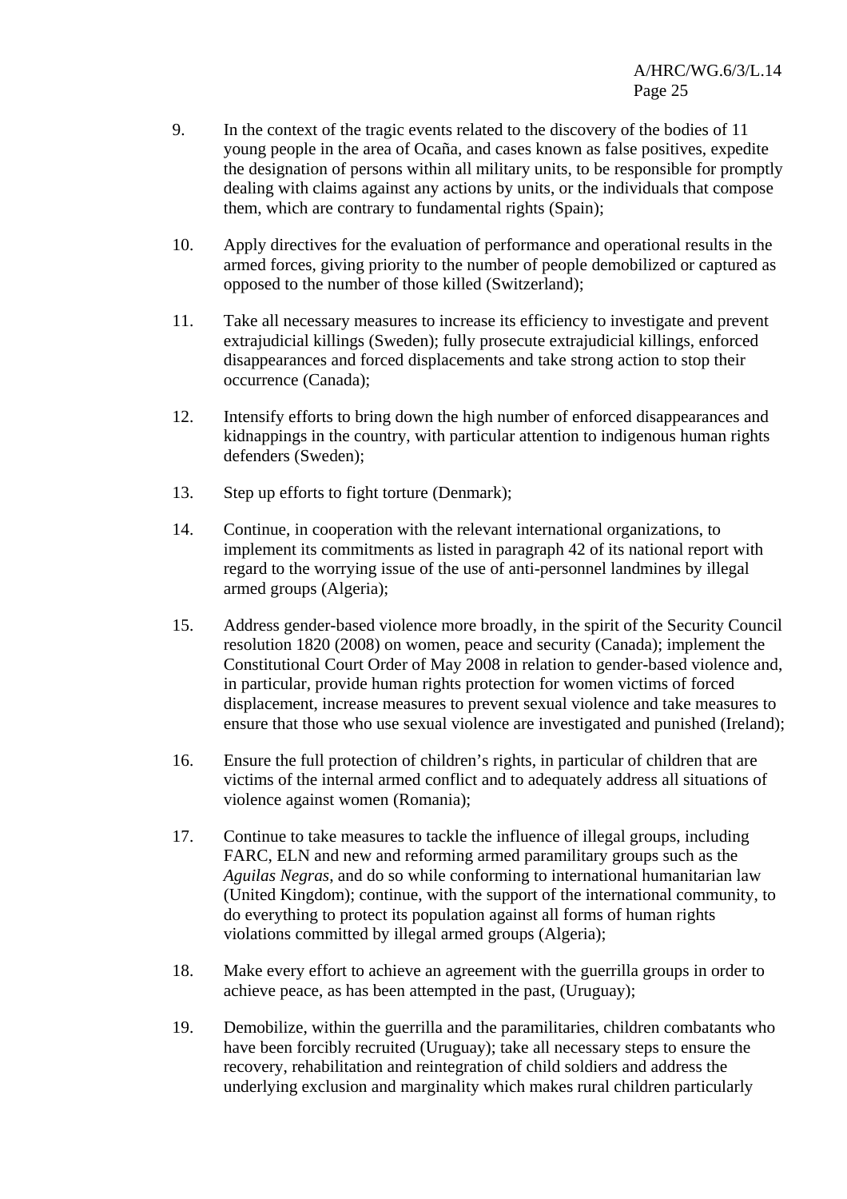9. In the context of the tragic events related to the discovery of the bodies of 11 young people in the area of Ocaña, and cases known as false positives, expedite the designation of persons within all military units, to be responsible for promptly dealing with claims against any actions by units, or the individuals that compose them, which are contrary to fundamental rights (Spain);

10. Apply directives for the evaluation of performance and operational results in the armed forces, giving priority to the number of people demobilized or captured as opposed to the number of those killed (Switzerland);

11. Take all necessary measures to increase its efficiency to investigate and prevent extrajudicial killings (Sweden); fully prosecute extrajudicial killings, enforced disappearances and forced displacements and take strong action to stop their occurrence (Canada);

12. Intensify efforts to bring down the high number of enforced disappearances and kidnappings in the country, with particular attention to indigenous human rights defenders (Sweden);

13. Step up efforts to fight torture (Denmark);

14. Continue, in cooperation with the relevant international organizations, to implement its commitments as listed in paragraph 42 of its national report with regard to the worrying issue of the use of anti-personnel landmines by illegal armed groups (Algeria);

15. Address gender-based violence more broadly, in the spirit of the Security Council resolution 1820 (2008) on women, peace and security (Canada); implement the Constitutional Court Order of May 2008 in relation to gender-based violence and, in particular, provide human rights protection for women victims of forced displacement, increase measures to prevent sexual violence and take measures to ensure that those who use sexual violence are investigated and punished (Ireland);

16. Ensure the full protection of children's rights, in particular of children that are victims of the internal armed conflict and to adequately address all situations of violence against women (Romania);

17. Continue to take measures to tackle the influence of illegal groups, including FARC, ELN and new and reforming armed paramilitary groups such as the *Aguilas Negras*, and do so while conforming to international humanitarian law (United Kingdom); continue, with the support of the international community, to do everything to protect its population against all forms of human rights violations committed by illegal armed groups (Algeria);

18. Make every effort to achieve an agreement with the guerrilla groups in order to achieve peace, as has been attempted in the past, (Uruguay);

19. Demobilize, within the guerrilla and the paramilitaries, children combatants who have been forcibly recruited (Uruguay); take all necessary steps to ensure the recovery, rehabilitation and reintegration of child soldiers and address the underlying exclusion and marginality which makes rural children particularly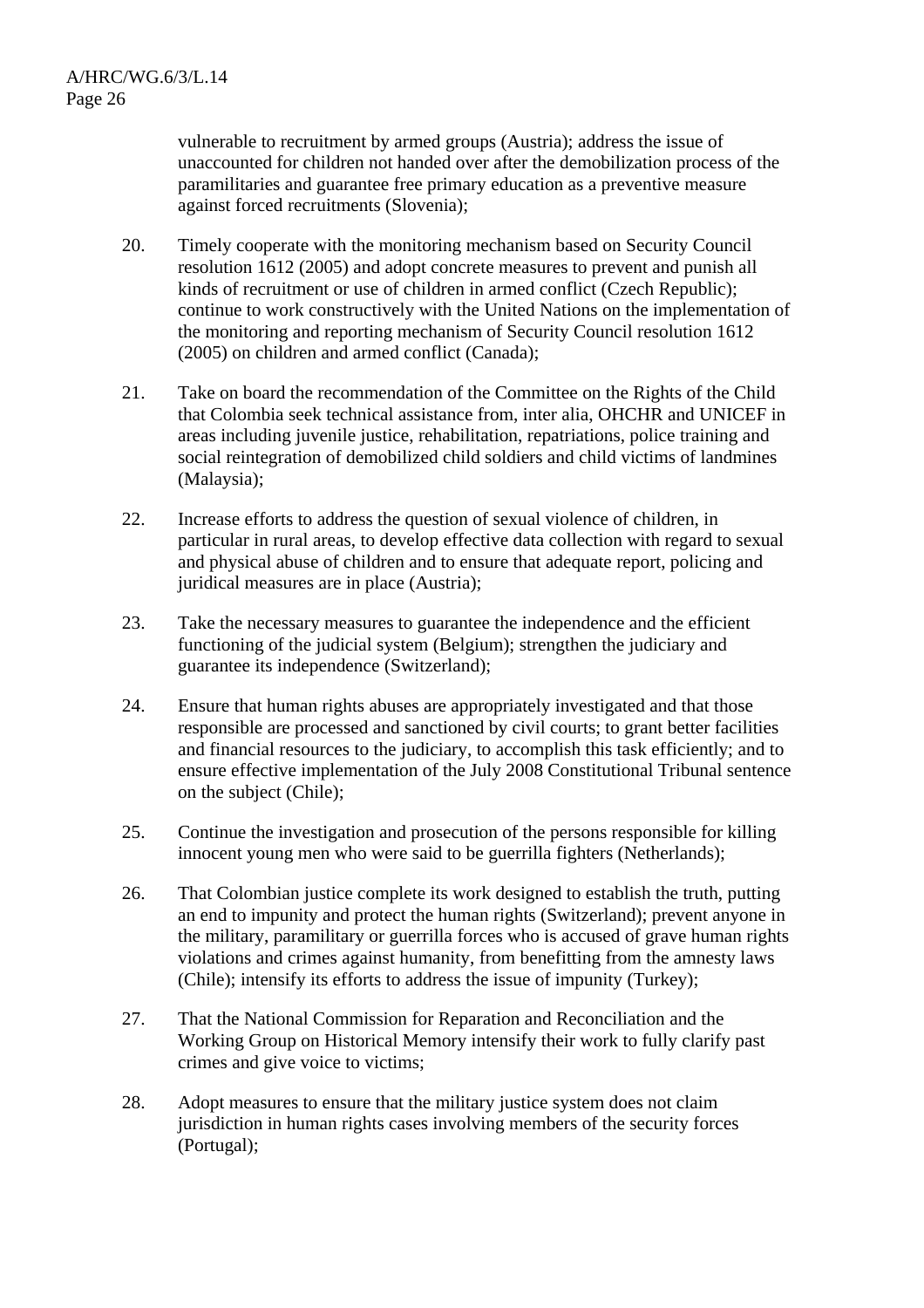vulnerable to recruitment by armed groups (Austria); address the issue of unaccounted for children not handed over after the demobilization process of the paramilitaries and guarantee free primary education as a preventive measure against forced recruitments (Slovenia);

20. Timely cooperate with the monitoring mechanism based on Security Council resolution 1612 (2005) and adopt concrete measures to prevent and punish all kinds of recruitment or use of children in armed conflict (Czech Republic); continue to work constructively with the United Nations on the implementation of the monitoring and reporting mechanism of Security Council resolution 1612 (2005) on children and armed conflict (Canada);

21. Take on board the recommendation of the Committee on the Rights of the Child that Colombia seek technical assistance from, inter alia, OHCHR and UNICEF in areas including juvenile justice, rehabilitation, repatriations, police training and social reintegration of demobilized child soldiers and child victims of landmines (Malaysia);

22. Increase efforts to address the question of sexual violence of children, in particular in rural areas, to develop effective data collection with regard to sexual and physical abuse of children and to ensure that adequate report, policing and juridical measures are in place (Austria);

23. Take the necessary measures to guarantee the independence and the efficient functioning of the judicial system (Belgium); strengthen the judiciary and guarantee its independence (Switzerland);

24. Ensure that human rights abuses are appropriately investigated and that those responsible are processed and sanctioned by civil courts; to grant better facilities and financial resources to the judiciary, to accomplish this task efficiently; and to ensure effective implementation of the July 2008 Constitutional Tribunal sentence on the subject (Chile);

25. Continue the investigation and prosecution of the persons responsible for killing innocent young men who were said to be guerrilla fighters (Netherlands);

26. That Colombian justice complete its work designed to establish the truth, putting an end to impunity and protect the human rights (Switzerland); prevent anyone in the military, paramilitary or guerrilla forces who is accused of grave human rights violations and crimes against humanity, from benefitting from the amnesty laws (Chile); intensify its efforts to address the issue of impunity (Turkey);

27. That the National Commission for Reparation and Reconciliation and the Working Group on Historical Memory intensify their work to fully clarify past crimes and give voice to victims;

28. Adopt measures to ensure that the military justice system does not claim jurisdiction in human rights cases involving members of the security forces (Portugal);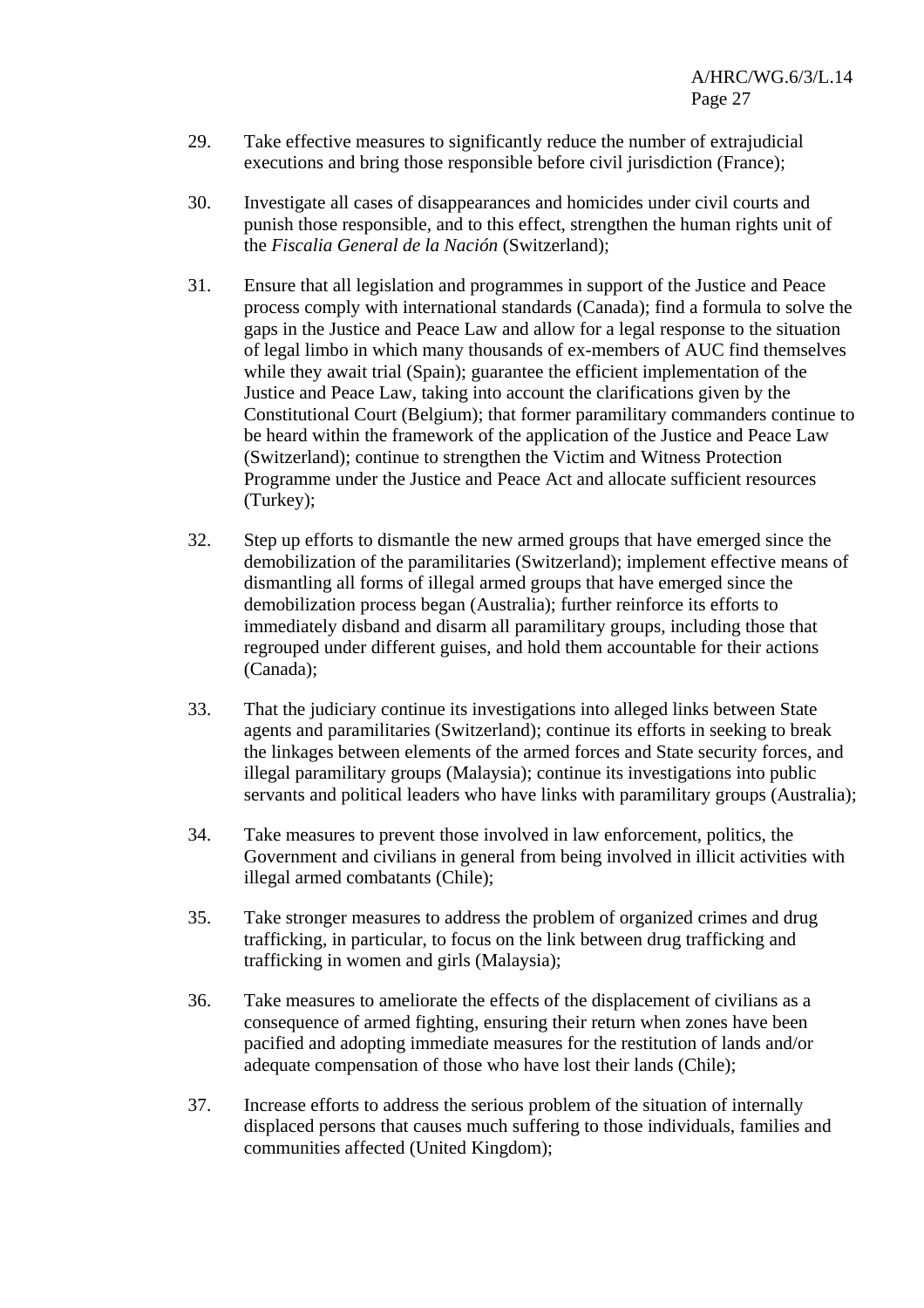29. Take effective measures to significantly reduce the number of extrajudicial executions and bring those responsible before civil jurisdiction (France);

30. Investigate all cases of disappearances and homicides under civil courts and punish those responsible, and to this effect, strengthen the human rights unit of the *Fiscalia General de la Nación* (Switzerland);

31. Ensure that all legislation and programmes in support of the Justice and Peace process comply with international standards (Canada); find a formula to solve the gaps in the Justice and Peace Law and allow for a legal response to the situation of legal limbo in which many thousands of ex-members of AUC find themselves while they await trial (Spain); guarantee the efficient implementation of the Justice and Peace Law, taking into account the clarifications given by the Constitutional Court (Belgium); that former paramilitary commanders continue to be heard within the framework of the application of the Justice and Peace Law (Switzerland); continue to strengthen the Victim and Witness Protection Programme under the Justice and Peace Act and allocate sufficient resources (Turkey);

32. Step up efforts to dismantle the new armed groups that have emerged since the demobilization of the paramilitaries (Switzerland); implement effective means of dismantling all forms of illegal armed groups that have emerged since the demobilization process began (Australia); further reinforce its efforts to immediately disband and disarm all paramilitary groups, including those that regrouped under different guises, and hold them accountable for their actions (Canada);

33. That the judiciary continue its investigations into alleged links between State agents and paramilitaries (Switzerland); continue its efforts in seeking to break the linkages between elements of the armed forces and State security forces, and illegal paramilitary groups (Malaysia); continue its investigations into public servants and political leaders who have links with paramilitary groups (Australia);

34. Take measures to prevent those involved in law enforcement, politics, the Government and civilians in general from being involved in illicit activities with illegal armed combatants (Chile);

35. Take stronger measures to address the problem of organized crimes and drug trafficking, in particular, to focus on the link between drug trafficking and trafficking in women and girls (Malaysia);

36. Take measures to ameliorate the effects of the displacement of civilians as a consequence of armed fighting, ensuring their return when zones have been pacified and adopting immediate measures for the restitution of lands and/or adequate compensation of those who have lost their lands (Chile);

37. Increase efforts to address the serious problem of the situation of internally displaced persons that causes much suffering to those individuals, families and communities affected (United Kingdom);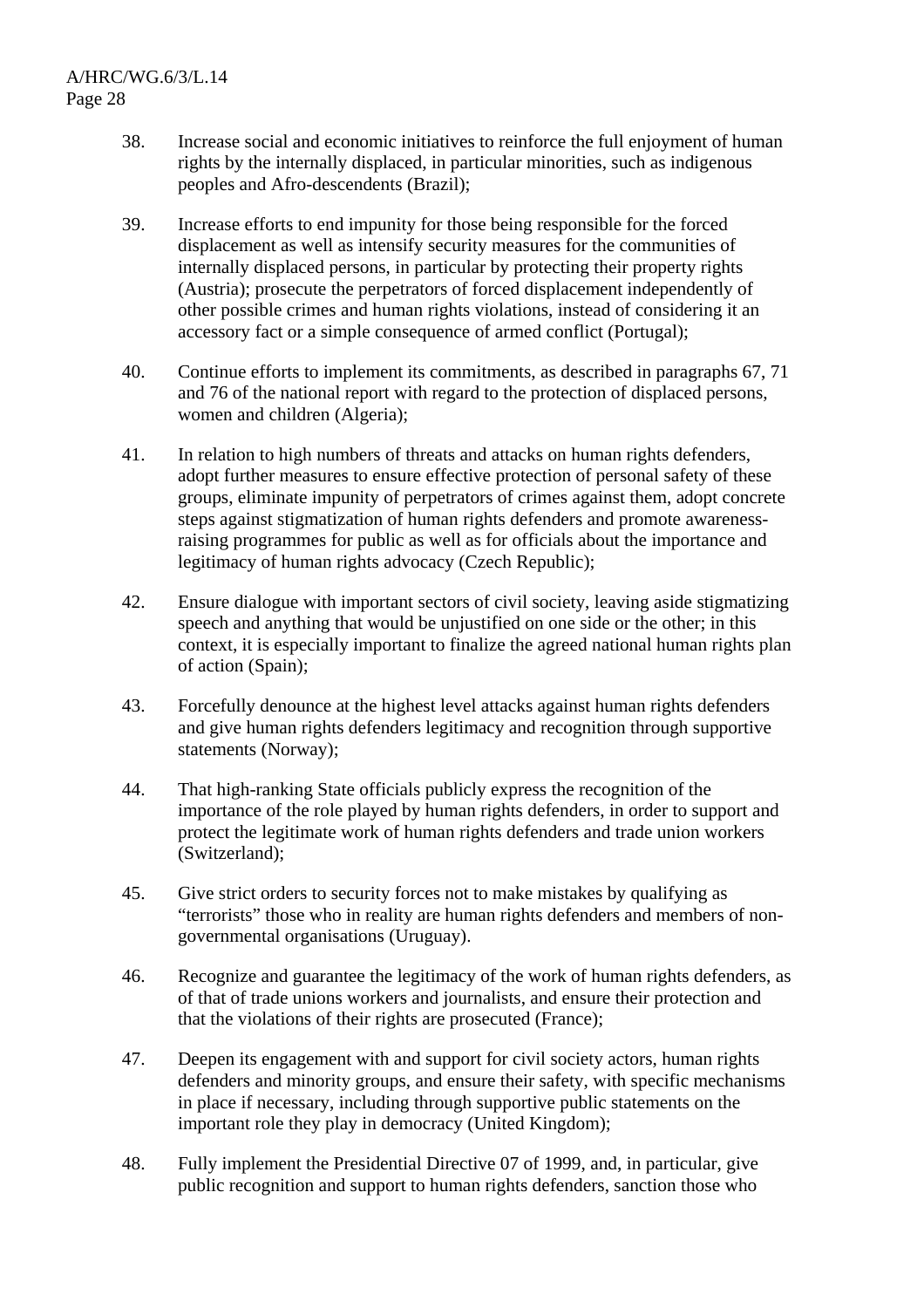38. Increase social and economic initiatives to reinforce the full enjoyment of human rights by the internally displaced, in particular minorities, such as indigenous peoples and Afro-descendents (Brazil);

39. Increase efforts to end impunity for those being responsible for the forced displacement as well as intensify security measures for the communities of internally displaced persons, in particular by protecting their property rights (Austria); prosecute the perpetrators of forced displacement independently of other possible crimes and human rights violations, instead of considering it an accessory fact or a simple consequence of armed conflict (Portugal);

40. Continue efforts to implement its commitments, as described in paragraphs 67, 71 and 76 of the national report with regard to the protection of displaced persons, women and children (Algeria);

41. In relation to high numbers of threats and attacks on human rights defenders, adopt further measures to ensure effective protection of personal safety of these groups, eliminate impunity of perpetrators of crimes against them, adopt concrete steps against stigmatization of human rights defenders and promote awareness-raising programmes for public as well as for officials about the importance and legitimacy of human rights advocacy (Czech Republic);

42. Ensure dialogue with important sectors of civil society, leaving aside stigmatizing speech and anything that would be unjustified on one side or the other; in this context, it is especially important to finalize the agreed national human rights plan of action (Spain);

43. Forcefully denounce at the highest level attacks against human rights defenders and give human rights defenders legitimacy and recognition through supportive statements (Norway);

44. That high-ranking State officials publicly express the recognition of the importance of the role played by human rights defenders, in order to support and protect the legitimate work of human rights defenders and trade union workers (Switzerland);

45. Give strict orders to security forces not to make mistakes by qualifying as "terrorists" those who in reality are human rights defenders and members of non-governmental organisations (Uruguay).

46. Recognize and guarantee the legitimacy of the work of human rights defenders, as of that of trade unions workers and journalists, and ensure their protection and that the violations of their rights are prosecuted (France);

47. Deepen its engagement with and support for civil society actors, human rights defenders and minority groups, and ensure their safety, with specific mechanisms in place if necessary, including through supportive public statements on the important role they play in democracy (United Kingdom);

48. Fully implement the Presidential Directive 07 of 1999, and, in particular, give public recognition and support to human rights defenders, sanction those who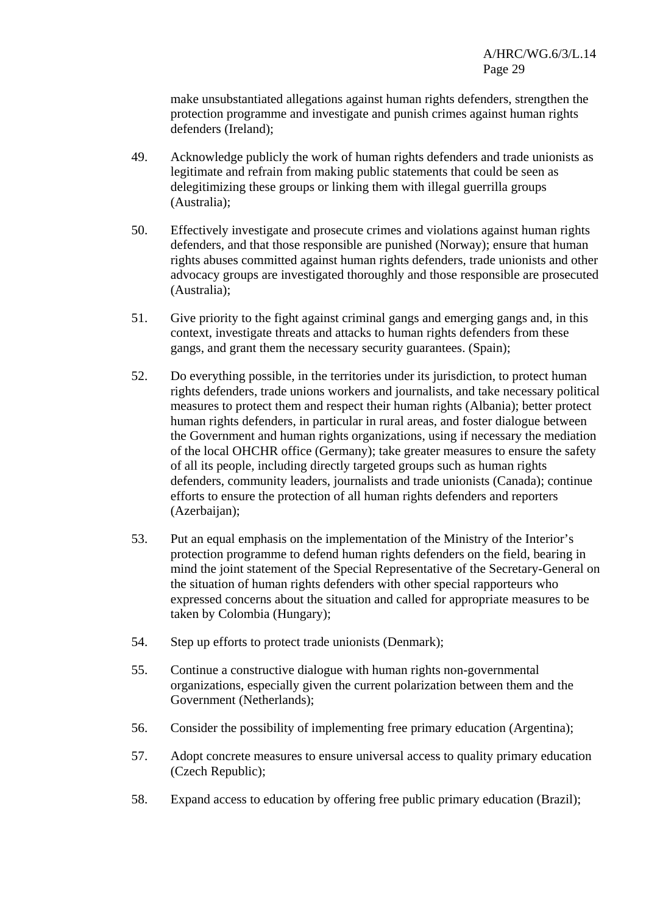make unsubstantiated allegations against human rights defenders, strengthen the protection programme and investigate and punish crimes against human rights defenders (Ireland);

49. Acknowledge publicly the work of human rights defenders and trade unionists as legitimate and refrain from making public statements that could be seen as delegitimizing these groups or linking them with illegal guerrilla groups (Australia);

50. Effectively investigate and prosecute crimes and violations against human rights defenders, and that those responsible are punished (Norway); ensure that human rights abuses committed against human rights defenders, trade unionists and other advocacy groups are investigated thoroughly and those responsible are prosecuted (Australia);

51. Give priority to the fight against criminal gangs and emerging gangs and, in this context, investigate threats and attacks to human rights defenders from these gangs, and grant them the necessary security guarantees. (Spain);

52. Do everything possible, in the territories under its jurisdiction, to protect human rights defenders, trade unions workers and journalists, and take necessary political measures to protect them and respect their human rights (Albania); better protect human rights defenders, in particular in rural areas, and foster dialogue between the Government and human rights organizations, using if necessary the mediation of the local OHCHR office (Germany); take greater measures to ensure the safety of all its people, including directly targeted groups such as human rights defenders, community leaders, journalists and trade unionists (Canada); continue efforts to ensure the protection of all human rights defenders and reporters (Azerbaijan);

53. Put an equal emphasis on the implementation of the Ministry of the Interior's protection programme to defend human rights defenders on the field, bearing in mind the joint statement of the Special Representative of the Secretary-General on the situation of human rights defenders with other special rapporteurs who expressed concerns about the situation and called for appropriate measures to be taken by Colombia (Hungary);

54. Step up efforts to protect trade unionists (Denmark);

55. Continue a constructive dialogue with human rights non-governmental organizations, especially given the current polarization between them and the Government (Netherlands);

56. Consider the possibility of implementing free primary education (Argentina);

57. Adopt concrete measures to ensure universal access to quality primary education (Czech Republic);

58. Expand access to education by offering free public primary education (Brazil);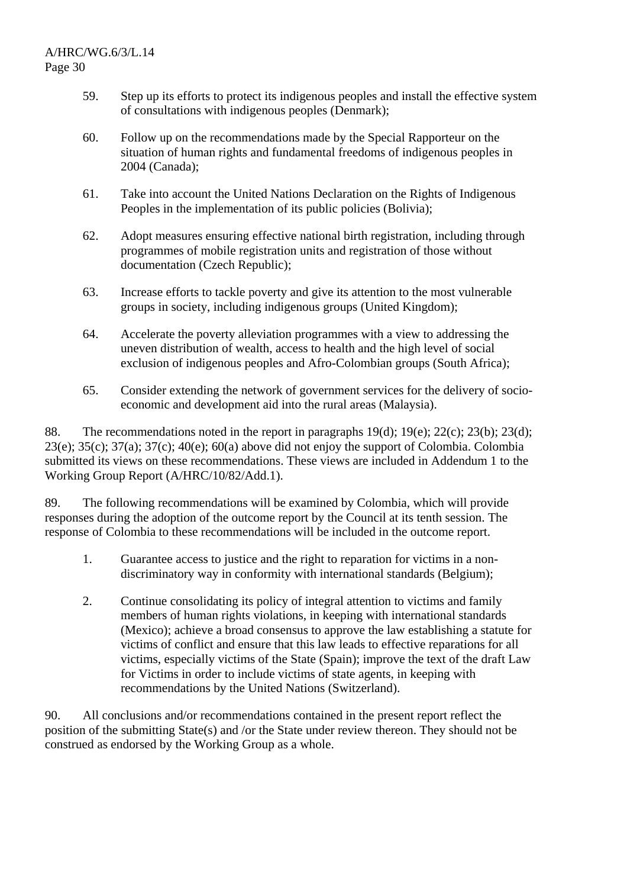59. Step up its efforts to protect its indigenous peoples and install the effective system of consultations with indigenous peoples (Denmark);

60. Follow up on the recommendations made by the Special Rapporteur on the situation of human rights and fundamental freedoms of indigenous peoples in 2004 (Canada);

61. Take into account the United Nations Declaration on the Rights of Indigenous Peoples in the implementation of its public policies (Bolivia);

62. Adopt measures ensuring effective national birth registration, including through programmes of mobile registration units and registration of those without documentation (Czech Republic);

63. Increase efforts to tackle poverty and give its attention to the most vulnerable groups in society, including indigenous groups (United Kingdom);

64. Accelerate the poverty alleviation programmes with a view to addressing the uneven distribution of wealth, access to health and the high level of social exclusion of indigenous peoples and Afro-Colombian groups (South Africa);

65. Consider extending the network of government services for the delivery of socio-economic and development aid into the rural areas (Malaysia).

88. The recommendations noted in the report in paragraphs 19(d); 19(e); 22(c); 23(b); 23(d); 23(e); 35(c); 37(a); 37(c); 40(e); 60(a) above did not enjoy the support of Colombia. Colombia submitted its views on these recommendations. These views are included in Addendum 1 to the Working Group Report (A/HRC/10/82/Add.1).

89. The following recommendations will be examined by Colombia, which will provide responses during the adoption of the outcome report by the Council at its tenth session. The response of Colombia to these recommendations will be included in the outcome report.

1. Guarantee access to justice and the right to reparation for victims in a non-discriminatory way in conformity with international standards (Belgium);

2. Continue consolidating its policy of integral attention to victims and family members of human rights violations, in keeping with international standards (Mexico); achieve a broad consensus to approve the law establishing a statute for victims of conflict and ensure that this law leads to effective reparations for all victims, especially victims of the State (Spain); improve the text of the draft Law for Victims in order to include victims of state agents, in keeping with recommendations by the United Nations (Switzerland).

90. All conclusions and/or recommendations contained in the present report reflect the position of the submitting State(s) and /or the State under review thereon. They should not be construed as endorsed by the Working Group as a whole.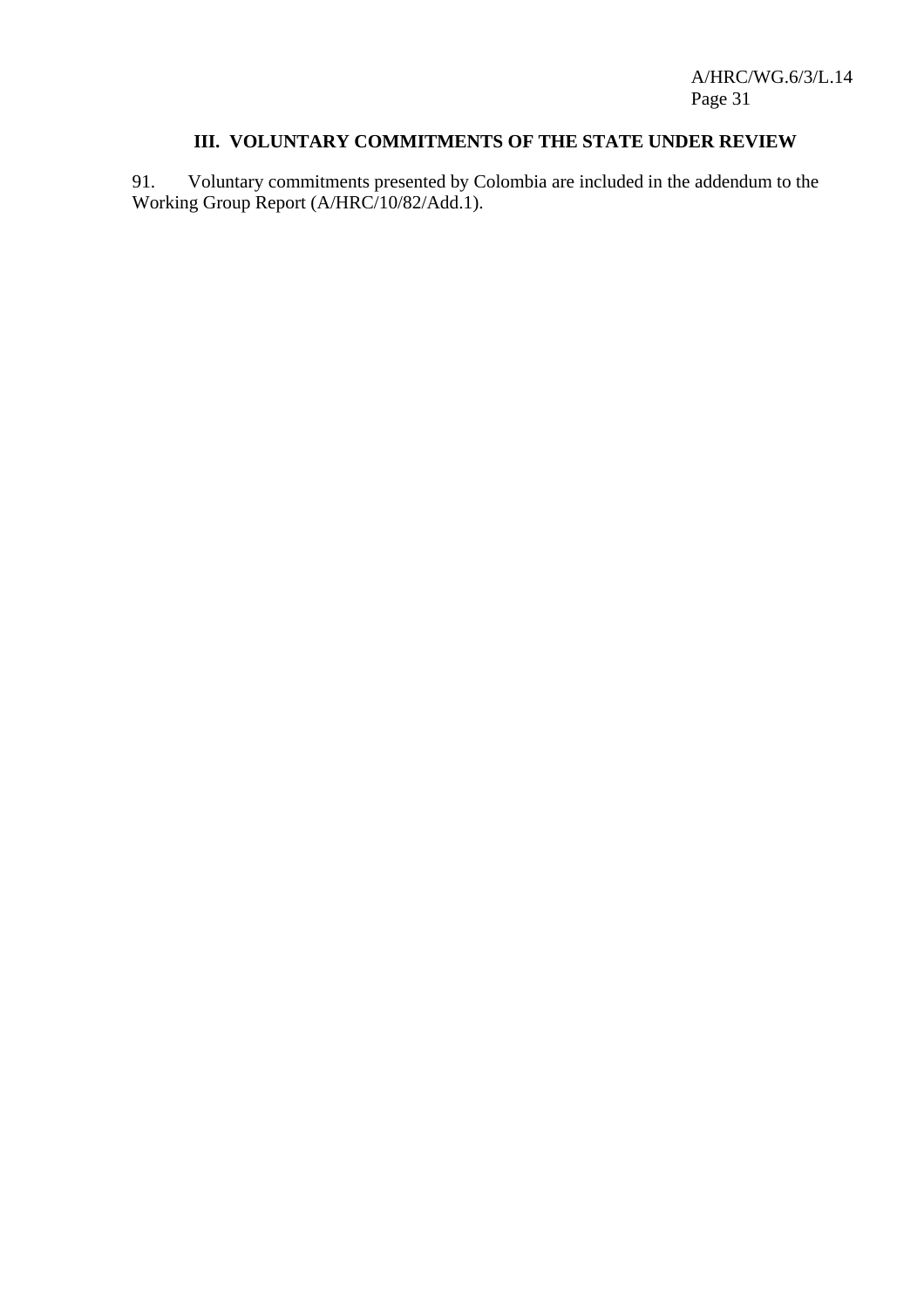## III. VOLUNTARY COMMITMENTS OF THE STATE UNDER REVIEW

91. Voluntary commitments presented by Colombia are included in the addendum to the Working Group Report (A/HRC/10/82/Add.1).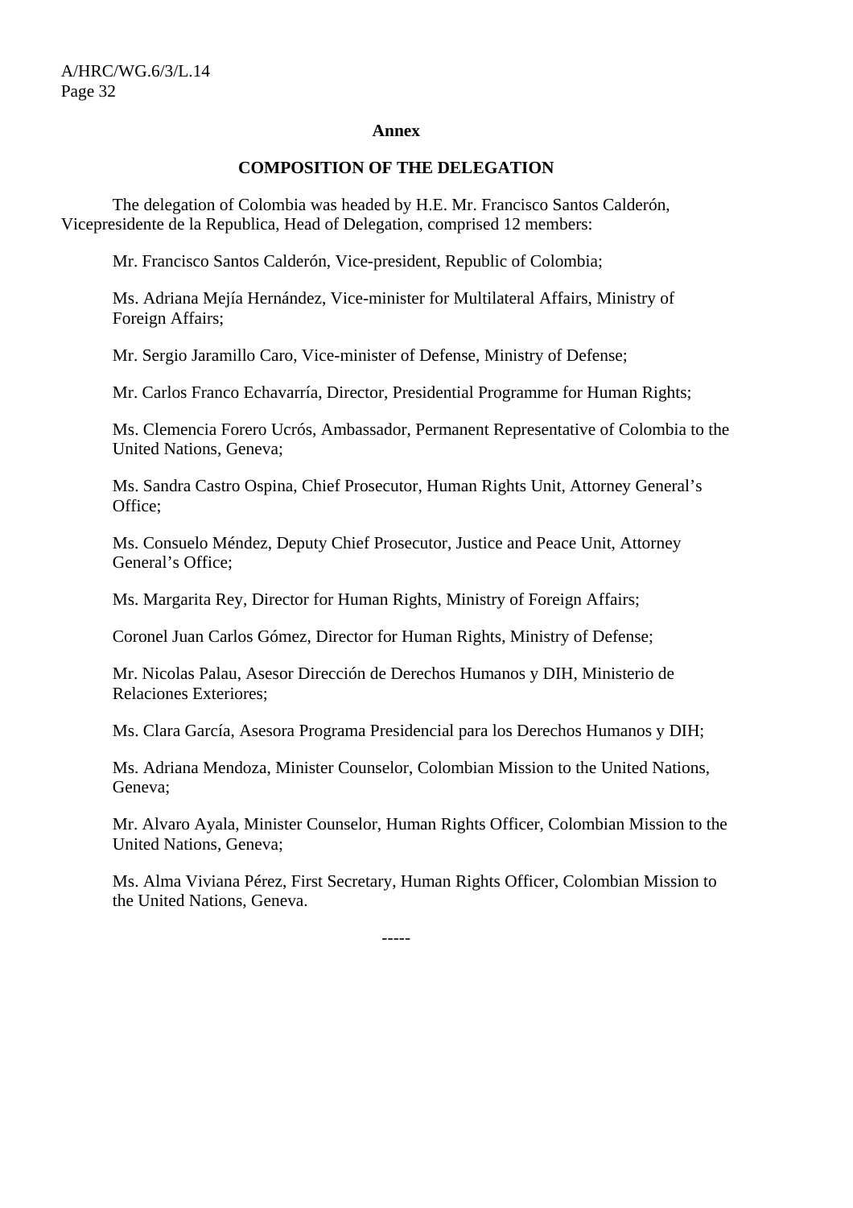**Annex**

**COMPOSITION OF THE DELEGATION**

The delegation of Colombia was headed by H.E. Mr. Francisco Santos Calderón, Vicepresidente de la Republica, Head of Delegation, comprised 12 members:

Mr. Francisco Santos Calderón, Vice-president, Republic of Colombia;

Ms. Adriana Mejía Hernández, Vice-minister for Multilateral Affairs, Ministry of Foreign Affairs;

Mr. Sergio Jaramillo Caro, Vice-minister of Defense, Ministry of Defense;

Mr. Carlos Franco Echavarría, Director, Presidential Programme for Human Rights;

Ms. Clemencia Forero Ucrós, Ambassador, Permanent Representative of Colombia to the United Nations, Geneva;

Ms. Sandra Castro Ospina, Chief Prosecutor, Human Rights Unit, Attorney General's Office;

Ms. Consuelo Méndez, Deputy Chief Prosecutor, Justice and Peace Unit, Attorney General's Office;

Ms. Margarita Rey, Director for Human Rights, Ministry of Foreign Affairs;

Coronel Juan Carlos Gómez, Director for Human Rights, Ministry of Defense;

Mr. Nicolas Palau, Asesor Dirección de Derechos Humanos y DIH, Ministerio de Relaciones Exteriores;

Ms. Clara García, Asesora Programa Presidencial para los Derechos Humanos y DIH;

Ms. Adriana Mendoza, Minister Counselor, Colombian Mission to the United Nations, Geneva;

Mr. Alvaro Ayala, Minister Counselor, Human Rights Officer, Colombian Mission to the United Nations, Geneva;

Ms. Alma Viviana Pérez, First Secretary, Human Rights Officer, Colombian Mission to the United Nations, Geneva.

-----